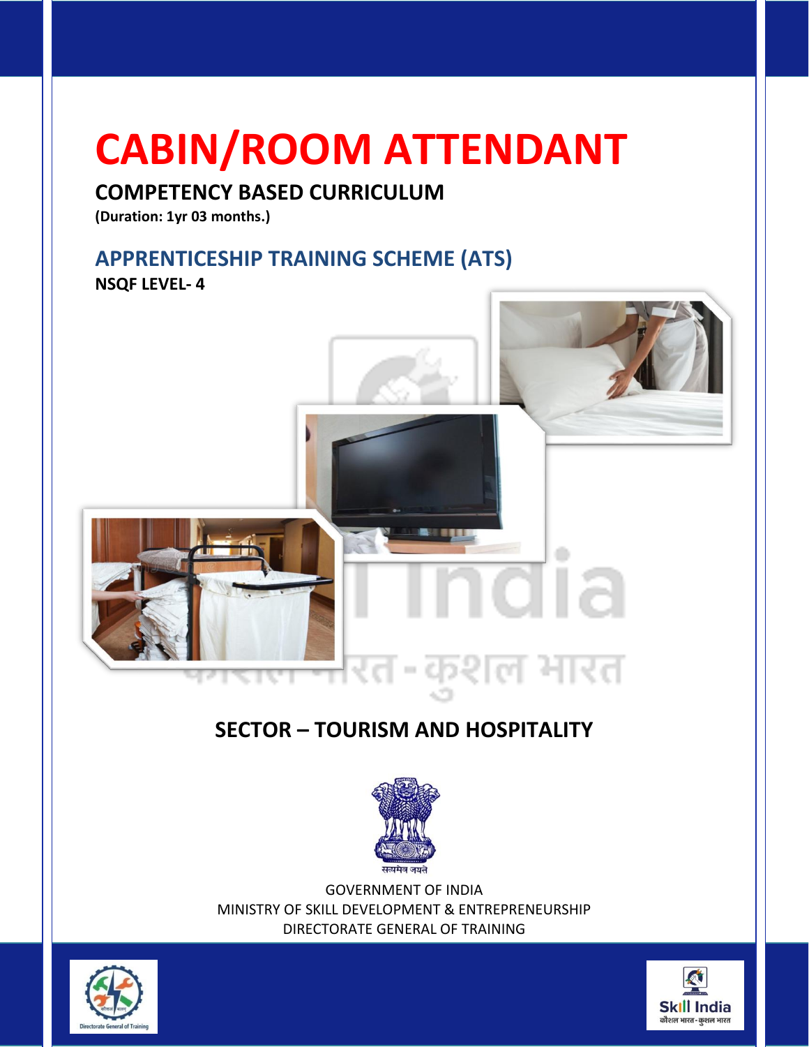# CABIN/ROOM ATTENDANT

## COMPETENCY BASED CURRICULUM

**(Duration: 1yr 03 months.)**

## APPRENTICESHIP TRAINING SCHEME (ATS)

**NSQF LEVEL- 4**

## SECTOR – TOURISM AND HOSPITALITY

सत्यमेव जयते

GOVERNMENT OF INDIA
MINISTRY OF SKILL DEVELOPMENT & ENTREPRENEURSHIP
DIRECTORATE GENERAL OF TRAINING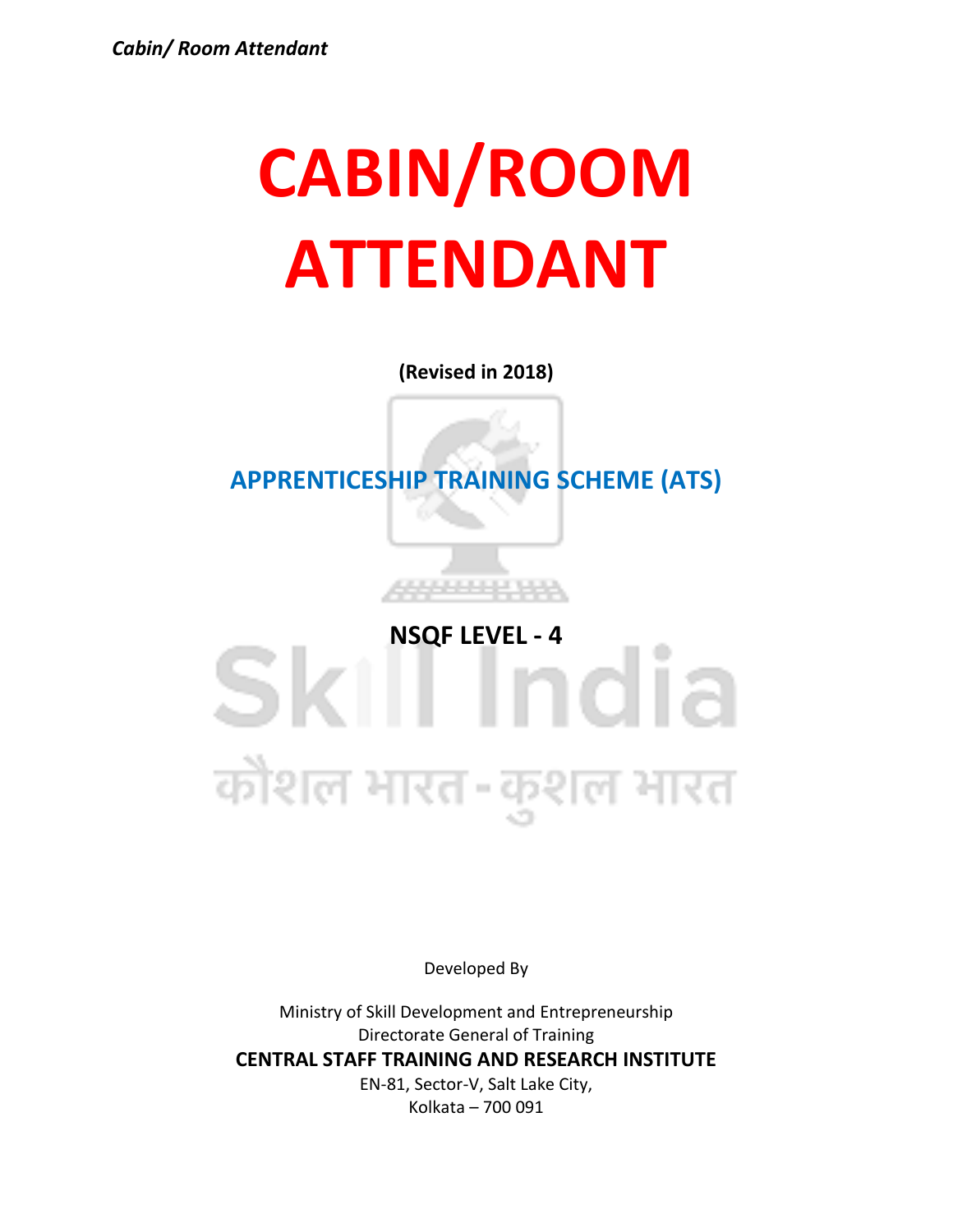# CABIN/ROOM ATTENDANT

**(Revised in 2018)**

## APPRENTICESHIP TRAINING SCHEME (ATS)

**NSQF LEVEL - 4**

Developed By

Ministry of Skill Development and Entrepreneurship
Directorate General of Training
**CENTRAL STAFF TRAINING AND RESEARCH INSTITUTE**
EN-81, Sector-V, Salt Lake City,
Kolkata – 700 091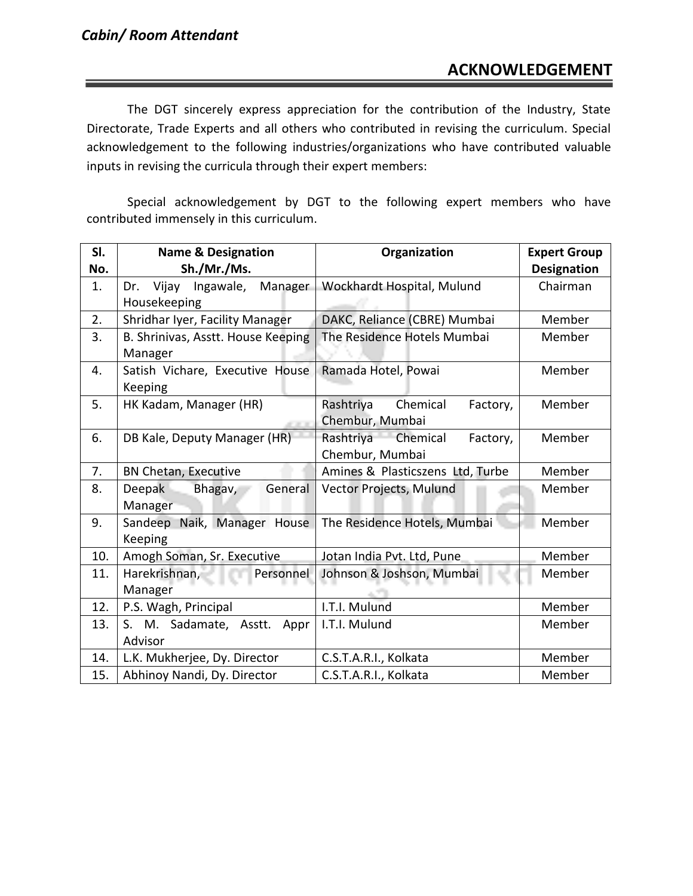## ACKNOWLEDGEMENT

The DGT sincerely express appreciation for the contribution of the Industry, State Directorate, Trade Experts and all others who contributed in revising the curriculum. Special acknowledgement to the following industries/organizations who have contributed valuable inputs in revising the curricula through their expert members:

Special acknowledgement by DGT to the following expert members who have contributed immensely in this curriculum.

| Sl. No. | Name & Designation Sh./Mr./Ms. | Organization | Expert Group Designation |
|---|---|---|---|
| 1. | Dr. Vijay Ingawale, Manager Housekeeping | Wockhardt Hospital, Mulund | Chairman |
| 2. | Shridhar Iyer, Facility Manager | DAKC, Reliance (CBRE) Mumbai | Member |
| 3. | B. Shrinivas, Asstt. House Keeping Manager | The Residence Hotels Mumbai | Member |
| 4. | Satish Vichare, Executive House Keeping | Ramada Hotel, Powai | Member |
| 5. | HK Kadam, Manager (HR) | Rashtriya Chemical Factory, Chembur, Mumbai | Member |
| 6. | DB Kale, Deputy Manager (HR) | Rashtriya Chemical Factory, Chembur, Mumbai | Member |
| 7. | BN Chetan, Executive | Amines & Plasticszens Ltd, Turbe | Member |
| 8. | Deepak Bhagav, General Manager | Vector Projects, Mulund | Member |
| 9. | Sandeep Naik, Manager House Keeping | The Residence Hotels, Mumbai | Member |
| 10. | Amogh Soman, Sr. Executive | Jotan India Pvt. Ltd, Pune | Member |
| 11. | Harekrishnan, Personnel Manager | Johnson & Joshson, Mumbai | Member |
| 12. | P.S. Wagh, Principal | I.T.I. Mulund | Member |
| 13. | S. M. Sadamate, Asstt. Appr Advisor | I.T.I. Mulund | Member |
| 14. | L.K. Mukherjee, Dy. Director | C.S.T.A.R.I., Kolkata | Member |
| 15. | Abhinoy Nandi, Dy. Director | C.S.T.A.R.I., Kolkata | Member |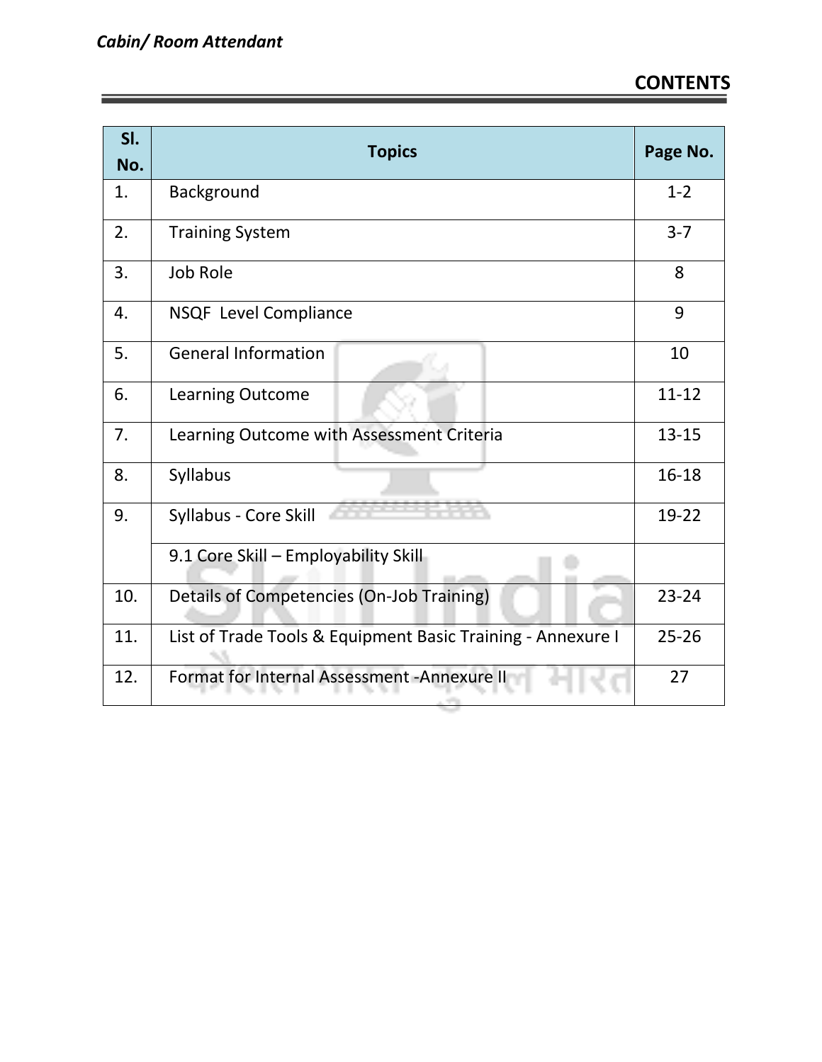## CONTENTS

| Sl. No. | Topics | Page No. |
|---|---|---|
| 1. | Background | 1-2 |
| 2. | Training System | 3-7 |
| 3. | Job Role | 8 |
| 4. | NSQF Level Compliance | 9 |
| 5. | General Information | 10 |
| 6. | Learning Outcome | 11-12 |
| 7. | Learning Outcome with Assessment Criteria | 13-15 |
| 8. | Syllabus | 16-18 |
| 9. | Syllabus - Core Skill | 19-22 |
| | 9.1 Core Skill – Employability Skill | |
| 10. | Details of Competencies (On-Job Training) | 23-24 |
| 11. | List of Trade Tools & Equipment Basic Training - Annexure I | 25-26 |
| 12. | Format for Internal Assessment -Annexure II | 27 |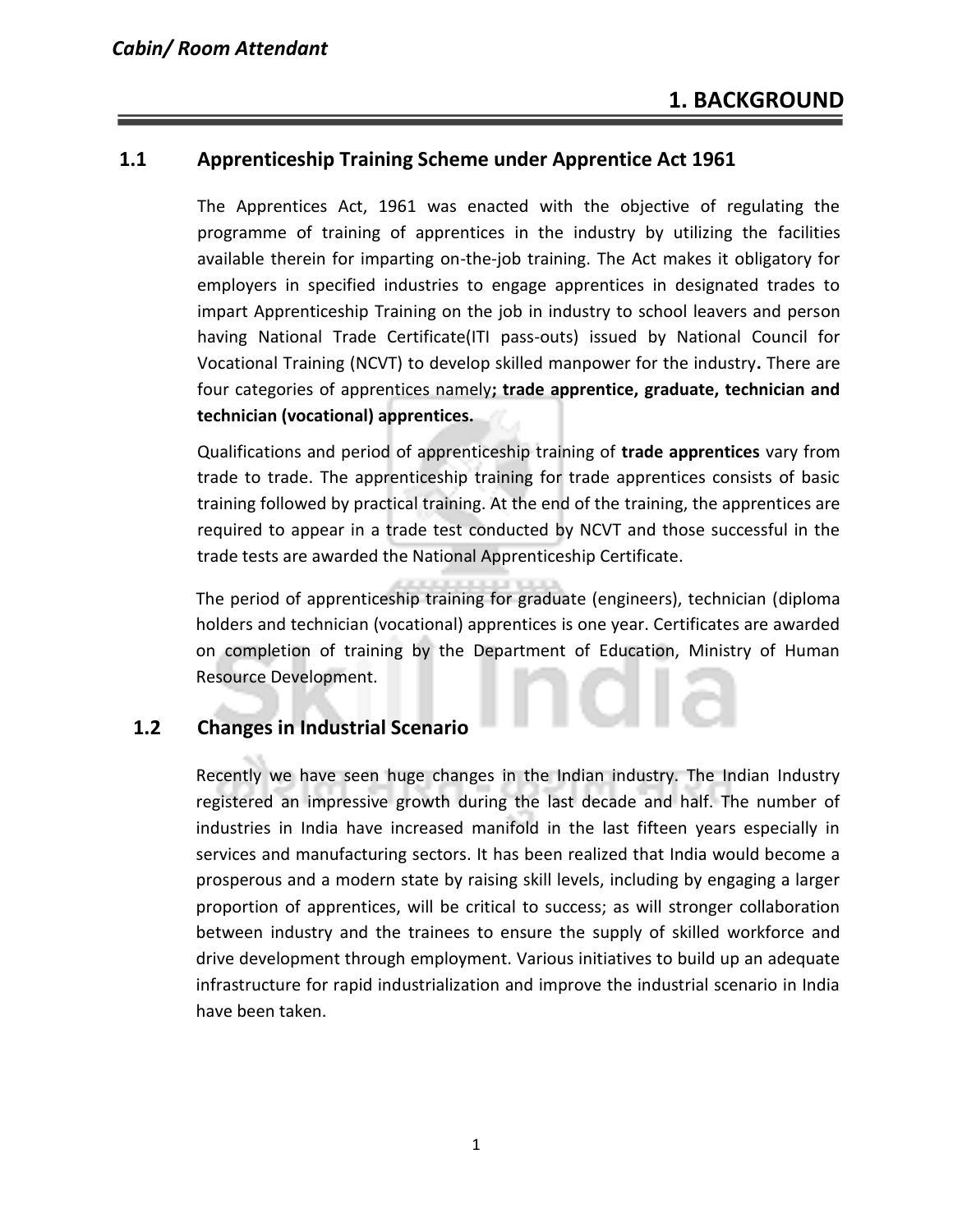# 1. BACKGROUND

## 1.1 Apprenticeship Training Scheme under Apprentice Act 1961

The Apprentices Act, 1961 was enacted with the objective of regulating the programme of training of apprentices in the industry by utilizing the facilities available therein for imparting on-the-job training. The Act makes it obligatory for employers in specified industries to engage apprentices in designated trades to impart Apprenticeship Training on the job in industry to school leavers and person having National Trade Certificate(ITI pass-outs) issued by National Council for Vocational Training (NCVT) to develop skilled manpower for the industry**.** There are four categories of apprentices namely**; trade apprentice, graduate, technician and technician (vocational) apprentices.**

Qualifications and period of apprenticeship training of **trade apprentices** vary from trade to trade. The apprenticeship training for trade apprentices consists of basic training followed by practical training. At the end of the training, the apprentices are required to appear in a trade test conducted by NCVT and those successful in the trade tests are awarded the National Apprenticeship Certificate.

The period of apprenticeship training for graduate (engineers), technician (diploma holders and technician (vocational) apprentices is one year. Certificates are awarded on completion of training by the Department of Education, Ministry of Human Resource Development.

## 1.2 Changes in Industrial Scenario

Recently we have seen huge changes in the Indian industry. The Indian Industry registered an impressive growth during the last decade and half. The number of industries in India have increased manifold in the last fifteen years especially in services and manufacturing sectors. It has been realized that India would become a prosperous and a modern state by raising skill levels, including by engaging a larger proportion of apprentices, will be critical to success; as will stronger collaboration between industry and the trainees to ensure the supply of skilled workforce and drive development through employment. Various initiatives to build up an adequate infrastructure for rapid industrialization and improve the industrial scenario in India have been taken.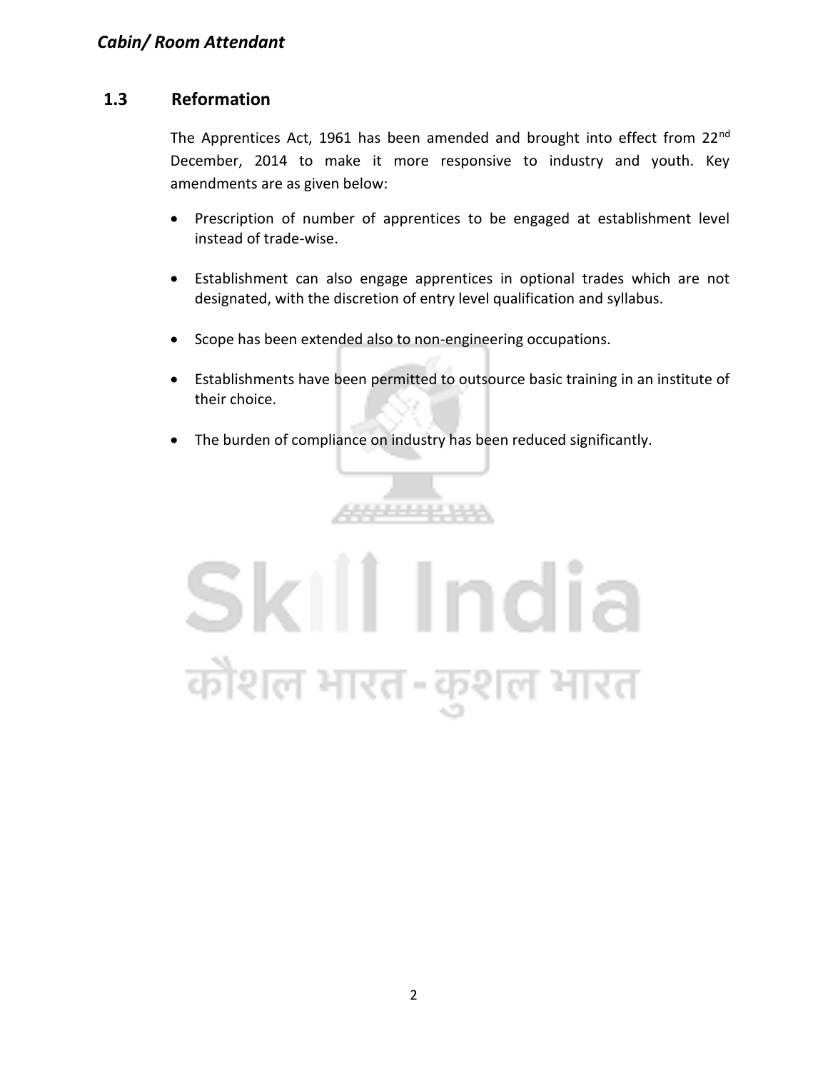## 1.3 Reformation

The Apprentices Act, 1961 has been amended and brought into effect from 22nd December, 2014 to make it more responsive to industry and youth. Key amendments are as given below:

- Prescription of number of apprentices to be engaged at establishment level instead of trade-wise.
- Establishment can also engage apprentices in optional trades which are not designated, with the discretion of entry level qualification and syllabus.
- Scope has been extended also to non-engineering occupations.
- Establishments have been permitted to outsource basic training in an institute of their choice.
- The burden of compliance on industry has been reduced significantly.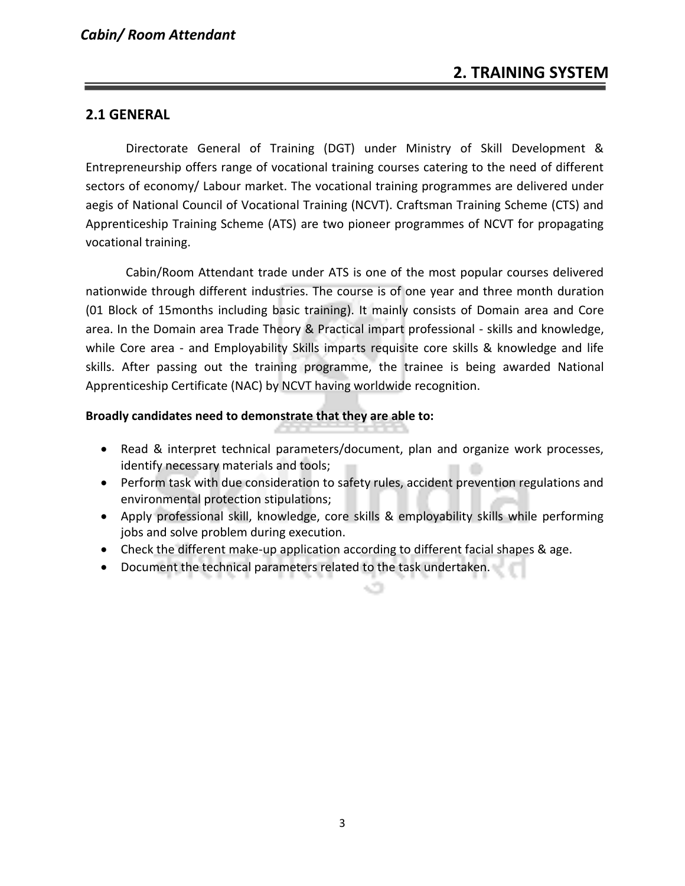# 2. TRAINING SYSTEM

## 2.1 GENERAL

Directorate General of Training (DGT) under Ministry of Skill Development & Entrepreneurship offers range of vocational training courses catering to the need of different sectors of economy/ Labour market. The vocational training programmes are delivered under aegis of National Council of Vocational Training (NCVT). Craftsman Training Scheme (CTS) and Apprenticeship Training Scheme (ATS) are two pioneer programmes of NCVT for propagating vocational training.

Cabin/Room Attendant trade under ATS is one of the most popular courses delivered nationwide through different industries. The course is of one year and three month duration (01 Block of 15months including basic training). It mainly consists of Domain area and Core area. In the Domain area Trade Theory & Practical impart professional - skills and knowledge, while Core area - and Employability Skills imparts requisite core skills & knowledge and life skills. After passing out the training programme, the trainee is being awarded National Apprenticeship Certificate (NAC) by NCVT having worldwide recognition.

**Broadly candidates need to demonstrate that they are able to:**

- Read & interpret technical parameters/document, plan and organize work processes, identify necessary materials and tools;
- Perform task with due consideration to safety rules, accident prevention regulations and environmental protection stipulations;
- Apply professional skill, knowledge, core skills & employability skills while performing jobs and solve problem during execution.
- Check the different make-up application according to different facial shapes & age.
- Document the technical parameters related to the task undertaken.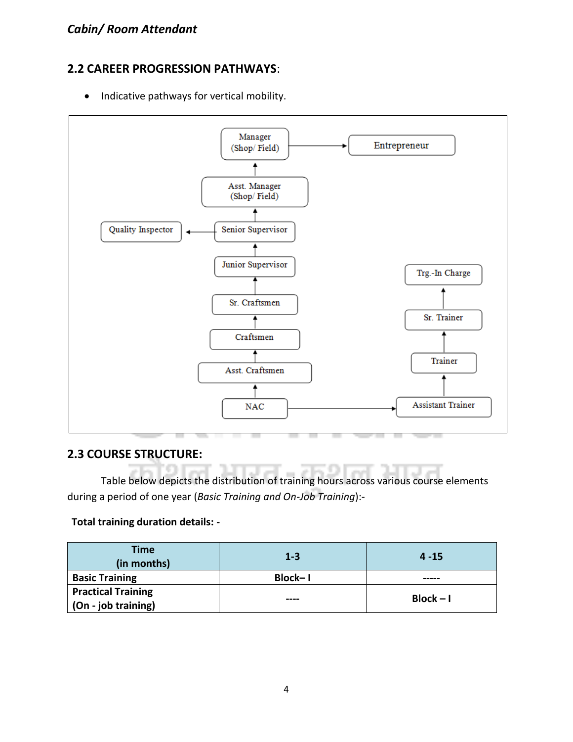## 2.2 CAREER PROGRESSION PATHWAYS:

- Indicative pathways for vertical mobility.

Manager (Shop/ Field) → Entrepreneur

Asst. Manager (Shop/ Field)

Senior Supervisor → Quality Inspector

Junior Supervisor

Sr. Craftsmen

Craftsmen

Asst. Craftsmen

NAC → Assistant Trainer

Trg.-In Charge

Sr. Trainer

Trainer

Assistant Trainer

## 2.3 COURSE STRUCTURE:

Table below depicts the distribution of training hours across various course elements during a period of one year (*Basic Training and On-Job Training*):-

**Total training duration details: -**

| **Time (in months)** | **1-3** | **4 -15** |
|---|---|---|
| **Basic Training** | **Block– I** | **-----** |
| **Practical Training (On - job training)** | **----** | **Block – I** |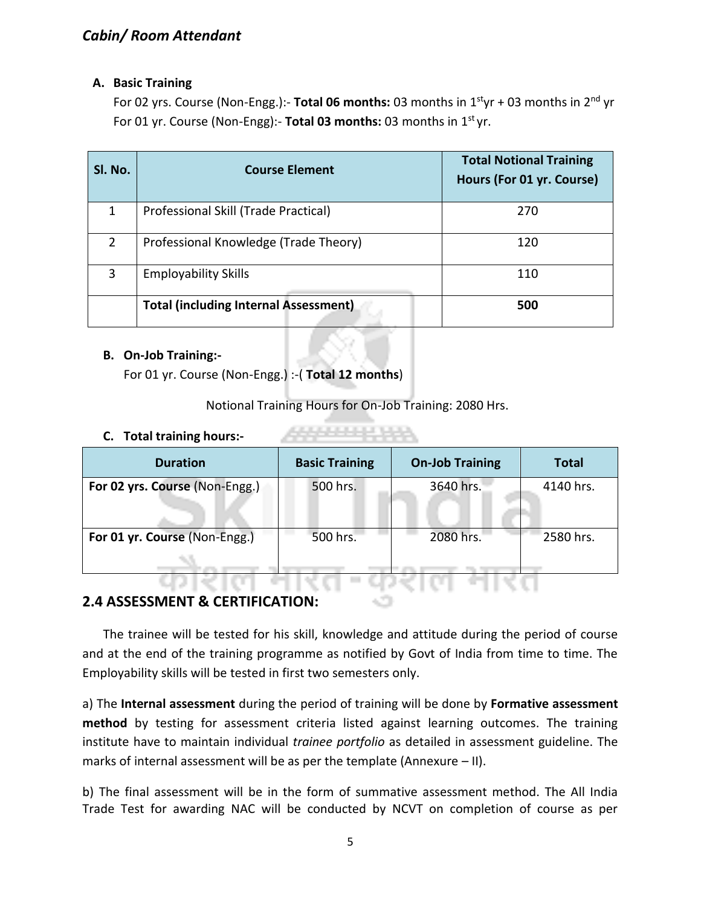**A. Basic Training**

For 02 yrs. Course (Non-Engg.):- **Total 06 months:** 03 months in 1st yr + 03 months in 2nd yr

For 01 yr. Course (Non-Engg):- **Total 03 months:** 03 months in 1st yr.

| Sl. No. | Course Element | Total Notional Training Hours (For 01 yr. Course) |
|---|---|---|
| 1 | Professional Skill (Trade Practical) | 270 |
| 2 | Professional Knowledge (Trade Theory) | 120 |
| 3 | Employability Skills | 110 |
| | **Total (including Internal Assessment)** | **500** |

**B. On-Job Training:-**

For 01 yr. Course (Non-Engg.) :-( **Total 12 months**)

Notional Training Hours for On-Job Training: 2080 Hrs.

**C. Total training hours:-**

| Duration | Basic Training | On-Job Training | Total |
|---|---|---|---|
| **For 02 yrs. Course** (Non-Engg.) | 500 hrs. | 3640 hrs. | 4140 hrs. |
| **For 01 yr. Course** (Non-Engg.) | 500 hrs. | 2080 hrs. | 2580 hrs. |

## 2.4 ASSESSMENT & CERTIFICATION:

The trainee will be tested for his skill, knowledge and attitude during the period of course and at the end of the training programme as notified by Govt of India from time to time. The Employability skills will be tested in first two semesters only.

a) The **Internal assessment** during the period of training will be done by **Formative assessment method** by testing for assessment criteria listed against learning outcomes. The training institute have to maintain individual *trainee portfolio* as detailed in assessment guideline. The marks of internal assessment will be as per the template (Annexure – II).

b) The final assessment will be in the form of summative assessment method. The All India Trade Test for awarding NAC will be conducted by NCVT on completion of course as per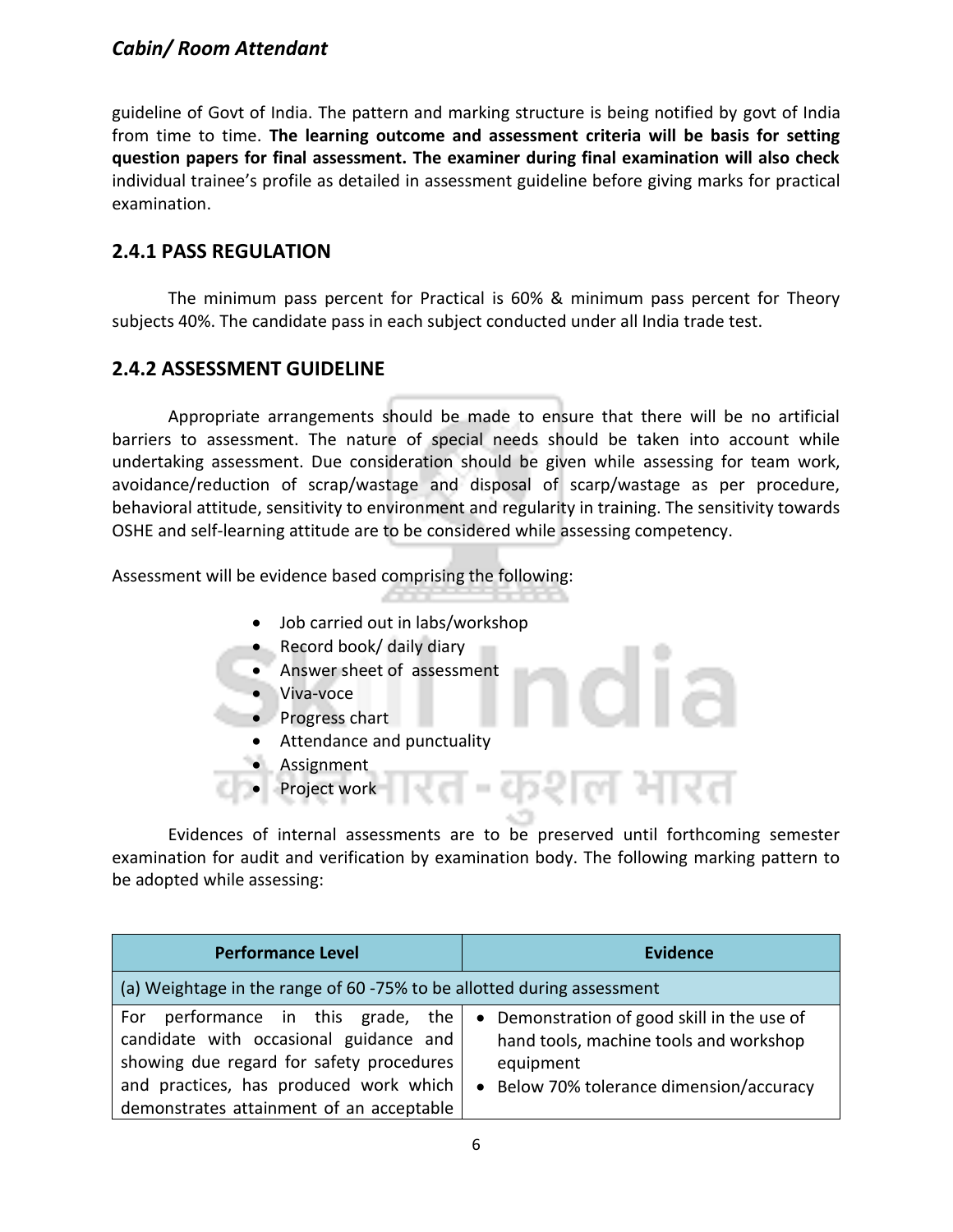guideline of Govt of India. The pattern and marking structure is being notified by govt of India from time to time. **The learning outcome and assessment criteria will be basis for setting question papers for final assessment. The examiner during final examination will also check** individual trainee's profile as detailed in assessment guideline before giving marks for practical examination.

### 2.4.1 PASS REGULATION

The minimum pass percent for Practical is 60% & minimum pass percent for Theory subjects 40%. The candidate pass in each subject conducted under all India trade test.

### 2.4.2 ASSESSMENT GUIDELINE

Appropriate arrangements should be made to ensure that there will be no artificial barriers to assessment. The nature of special needs should be taken into account while undertaking assessment. Due consideration should be given while assessing for team work, avoidance/reduction of scrap/wastage and disposal of scarp/wastage as per procedure, behavioral attitude, sensitivity to environment and regularity in training. The sensitivity towards OSHE and self-learning attitude are to be considered while assessing competency.

Assessment will be evidence based comprising the following:

- Job carried out in labs/workshop
- Record book/ daily diary
- Answer sheet of assessment
- Viva-voce
- Progress chart
- Attendance and punctuality
- Assignment
- Project work

Evidences of internal assessments are to be preserved until forthcoming semester examination for audit and verification by examination body. The following marking pattern to be adopted while assessing:

| Performance Level | Evidence |
|---|---|
| (a) Weightage in the range of 60 -75% to be allotted during assessment | |
| For performance in this grade, the candidate with occasional guidance and showing due regard for safety procedures and practices, has produced work which demonstrates attainment of an acceptable | • Demonstration of good skill in the use of hand tools, machine tools and workshop equipment<br>• Below 70% tolerance dimension/accuracy |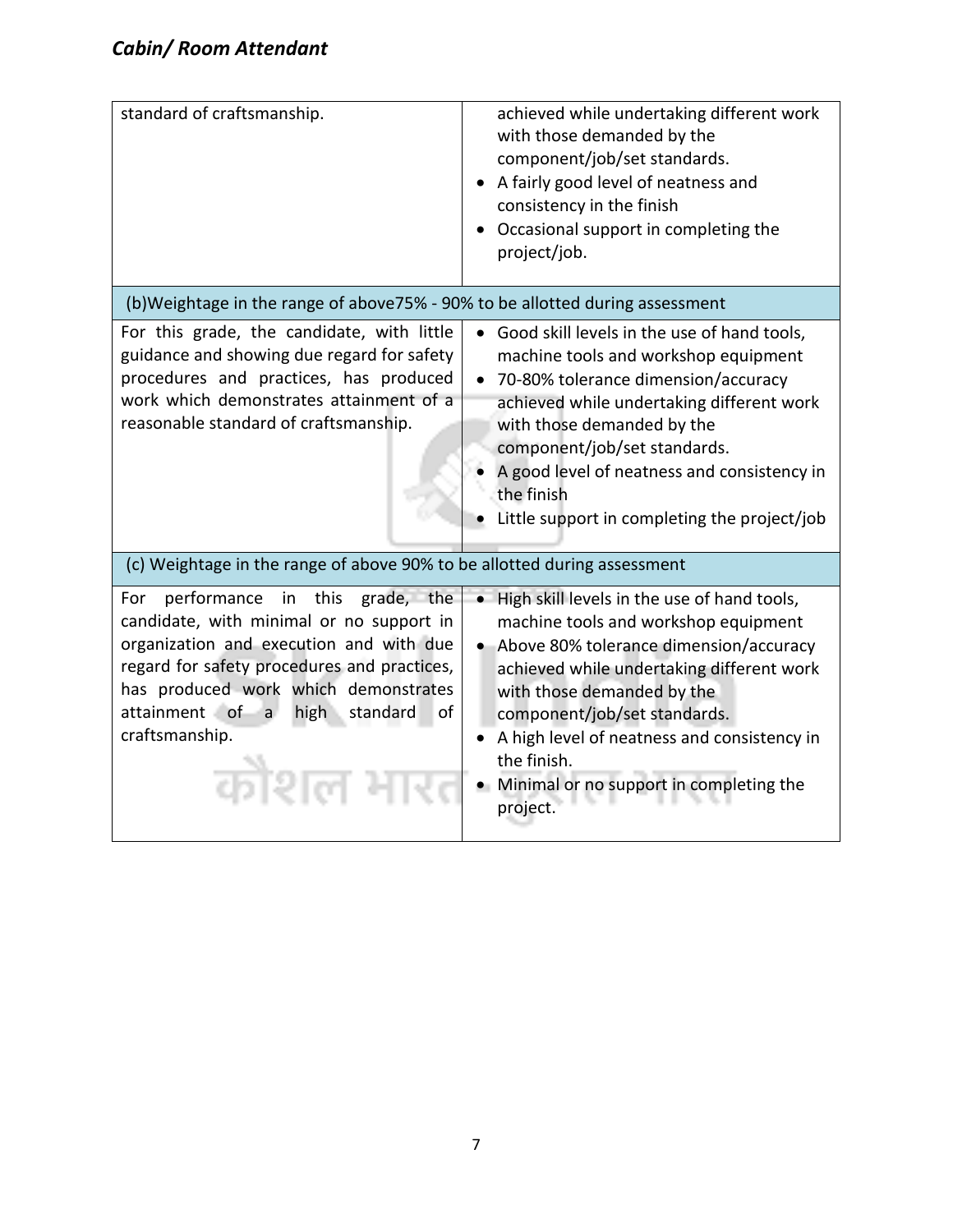| | |
|---|---|
| standard of craftsmanship. | achieved while undertaking different work with those demanded by the component/job/set standards.<br>• A fairly good level of neatness and consistency in the finish<br>• Occasional support in completing the project/job. |
| (b)Weightage in the range of above75% - 90% to be allotted during assessment | |
| For this grade, the candidate, with little guidance and showing due regard for safety procedures and practices, has produced work which demonstrates attainment of a reasonable standard of craftsmanship. | • Good skill levels in the use of hand tools, machine tools and workshop equipment<br>• 70-80% tolerance dimension/accuracy achieved while undertaking different work with those demanded by the component/job/set standards.<br>• A good level of neatness and consistency in the finish<br>• Little support in completing the project/job |
| (c) Weightage in the range of above 90% to be allotted during assessment | |
| For performance in this grade, the candidate, with minimal or no support in organization and execution and with due regard for safety procedures and practices, has produced work which demonstrates attainment of a high standard of craftsmanship. | • High skill levels in the use of hand tools, machine tools and workshop equipment<br>• Above 80% tolerance dimension/accuracy achieved while undertaking different work with those demanded by the component/job/set standards.<br>• A high level of neatness and consistency in the finish.<br>• Minimal or no support in completing the project. |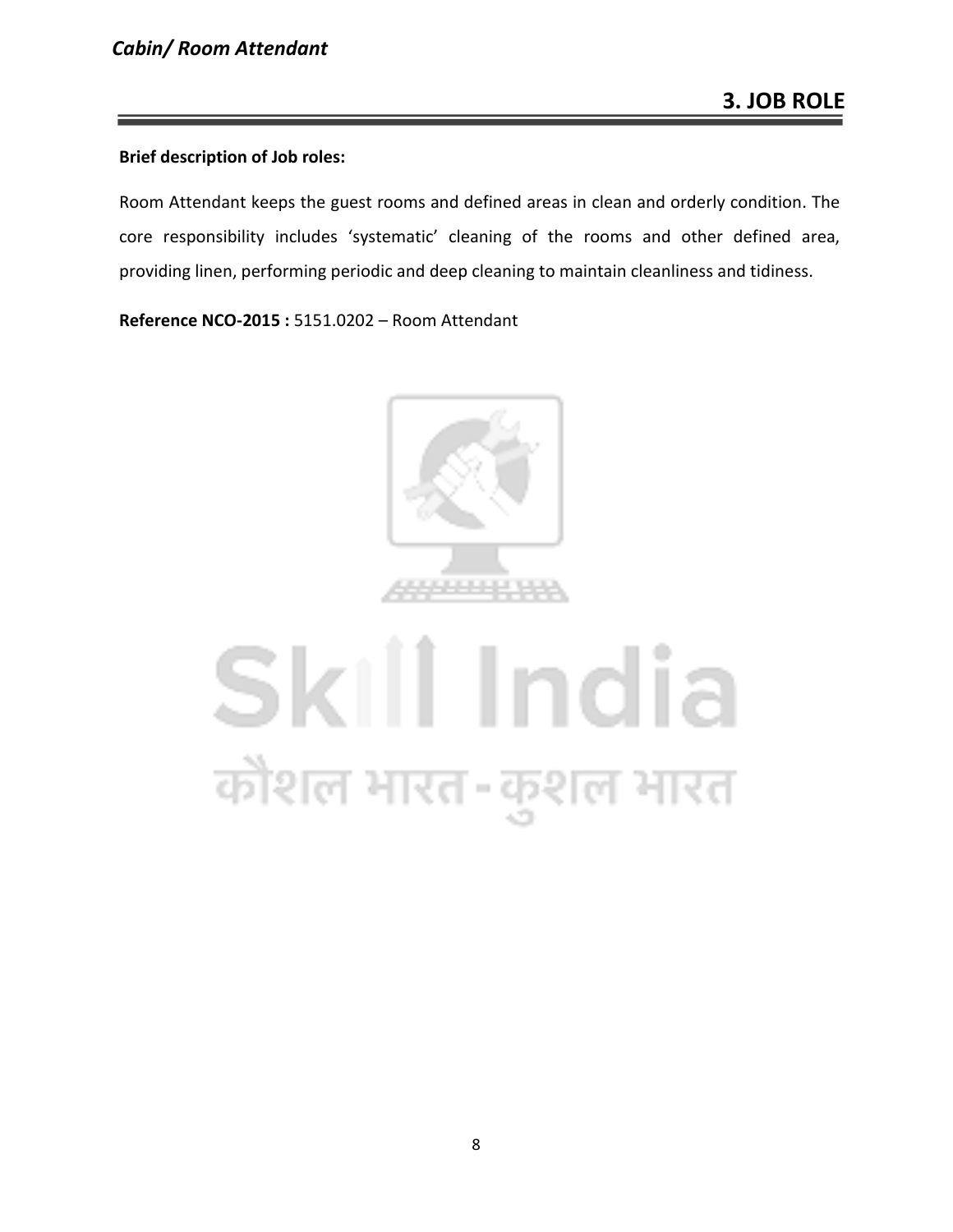# 3. JOB ROLE

**Brief description of Job roles:**

Room Attendant keeps the guest rooms and defined areas in clean and orderly condition. The core responsibility includes 'systematic' cleaning of the rooms and other defined area, providing linen, performing periodic and deep cleaning to maintain cleanliness and tidiness.

**Reference NCO-2015 :** 5151.0202 – Room Attendant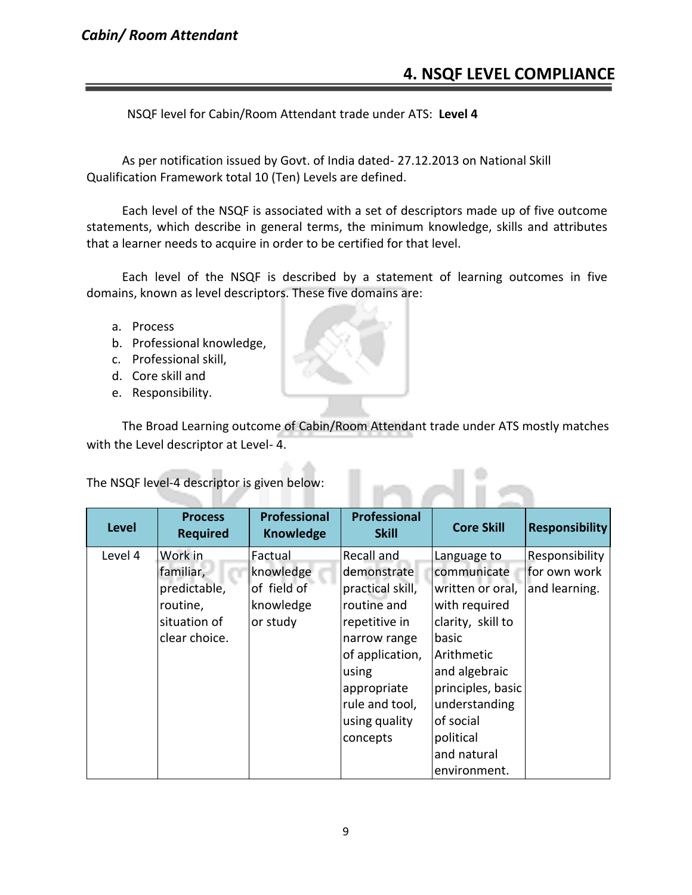## 4. NSQF LEVEL COMPLIANCE

NSQF level for Cabin/Room Attendant trade under ATS: **Level 4**

As per notification issued by Govt. of India dated- 27.12.2013 on National Skill Qualification Framework total 10 (Ten) Levels are defined.

Each level of the NSQF is associated with a set of descriptors made up of five outcome statements, which describe in general terms, the minimum knowledge, skills and attributes that a learner needs to acquire in order to be certified for that level.

Each level of the NSQF is described by a statement of learning outcomes in five domains, known as level descriptors. These five domains are:

a. Process
b. Professional knowledge,
c. Professional skill,
d. Core skill and
e. Responsibility.

The Broad Learning outcome of Cabin/Room Attendant trade under ATS mostly matches with the Level descriptor at Level- 4.

The NSQF level-4 descriptor is given below:

| Level | Process Required | Professional Knowledge | Professional Skill | Core Skill | Responsibility |
|---|---|---|---|---|---|
| Level 4 | Work in familiar, predictable, routine, situation of clear choice. | Factual knowledge of field of knowledge or study | Recall and demonstrate practical skill, routine and repetitive in narrow range of application, using appropriate rule and tool, using quality concepts | Language to communicate written or oral, with required clarity, skill to basic Arithmetic and algebraic principles, basic understanding of social political and natural environment. | Responsibility for own work and learning. |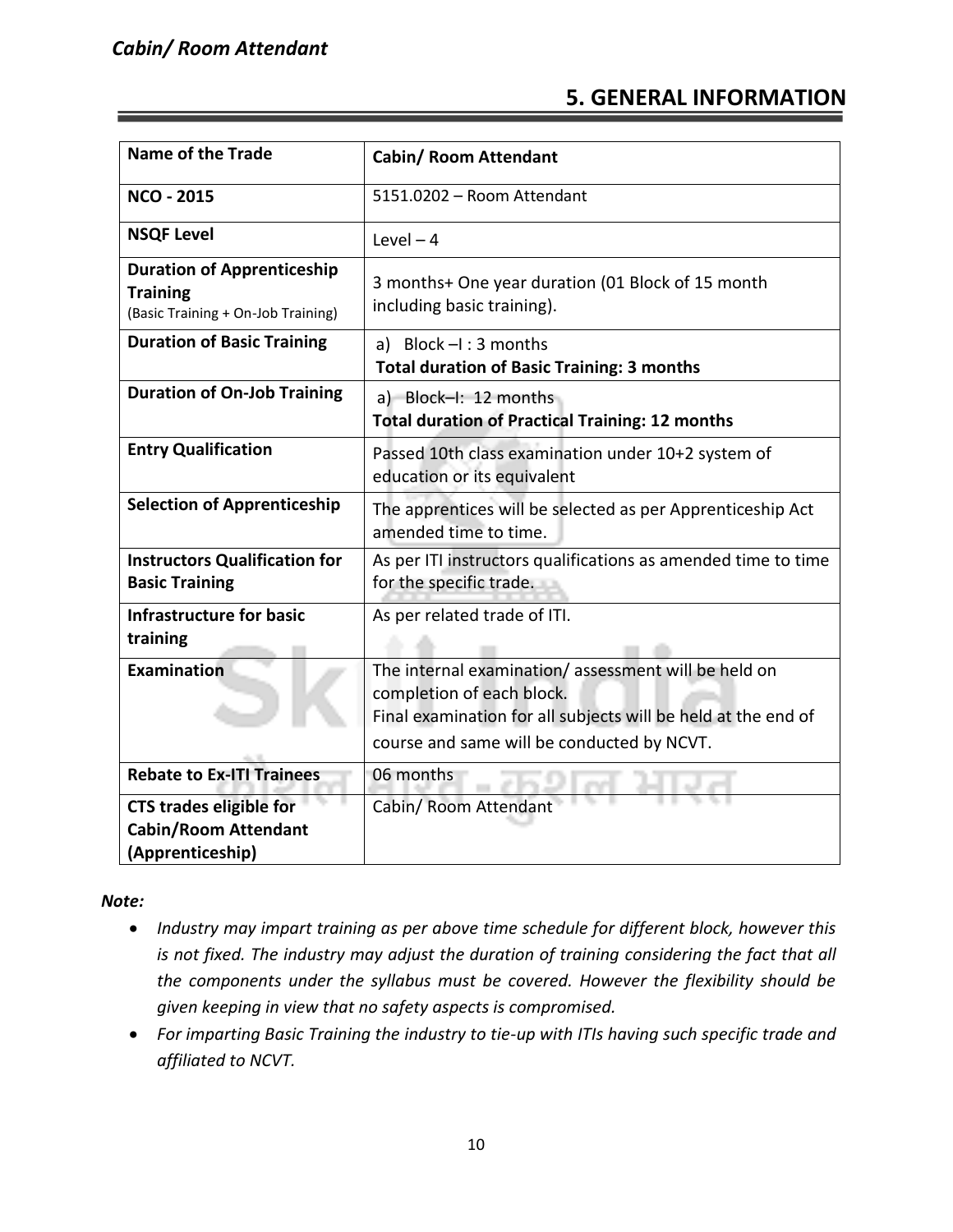## 5. GENERAL INFORMATION

| Name of the Trade | Cabin/ Room Attendant |
|---|---|
| **NCO - 2015** | 5151.0202 – Room Attendant |
| **NSQF Level** | Level – 4 |
| **Duration of Apprenticeship Training** (Basic Training + On-Job Training) | 3 months+ One year duration (01 Block of 15 month including basic training). |
| **Duration of Basic Training** | a) Block –I : 3 months<br>**Total duration of Basic Training: 3 months** |
| **Duration of On-Job Training** | a) Block–I: 12 months<br>**Total duration of Practical Training: 12 months** |
| **Entry Qualification** | Passed 10th class examination under 10+2 system of education or its equivalent |
| **Selection of Apprenticeship** | The apprentices will be selected as per Apprenticeship Act amended time to time. |
| **Instructors Qualification for Basic Training** | As per ITI instructors qualifications as amended time to time for the specific trade. |
| **Infrastructure for basic training** | As per related trade of ITI. |
| **Examination** | The internal examination/ assessment will be held on completion of each block.<br>Final examination for all subjects will be held at the end of course and same will be conducted by NCVT. |
| **Rebate to Ex-ITI Trainees** | 06 months |
| **CTS trades eligible for Cabin/Room Attendant (Apprenticeship)** | Cabin/ Room Attendant |

***Note:***

- *Industry may impart training as per above time schedule for different block, however this is not fixed. The industry may adjust the duration of training considering the fact that all the components under the syllabus must be covered. However the flexibility should be given keeping in view that no safety aspects is compromised.*
- *For imparting Basic Training the industry to tie-up with ITIs having such specific trade and affiliated to NCVT.*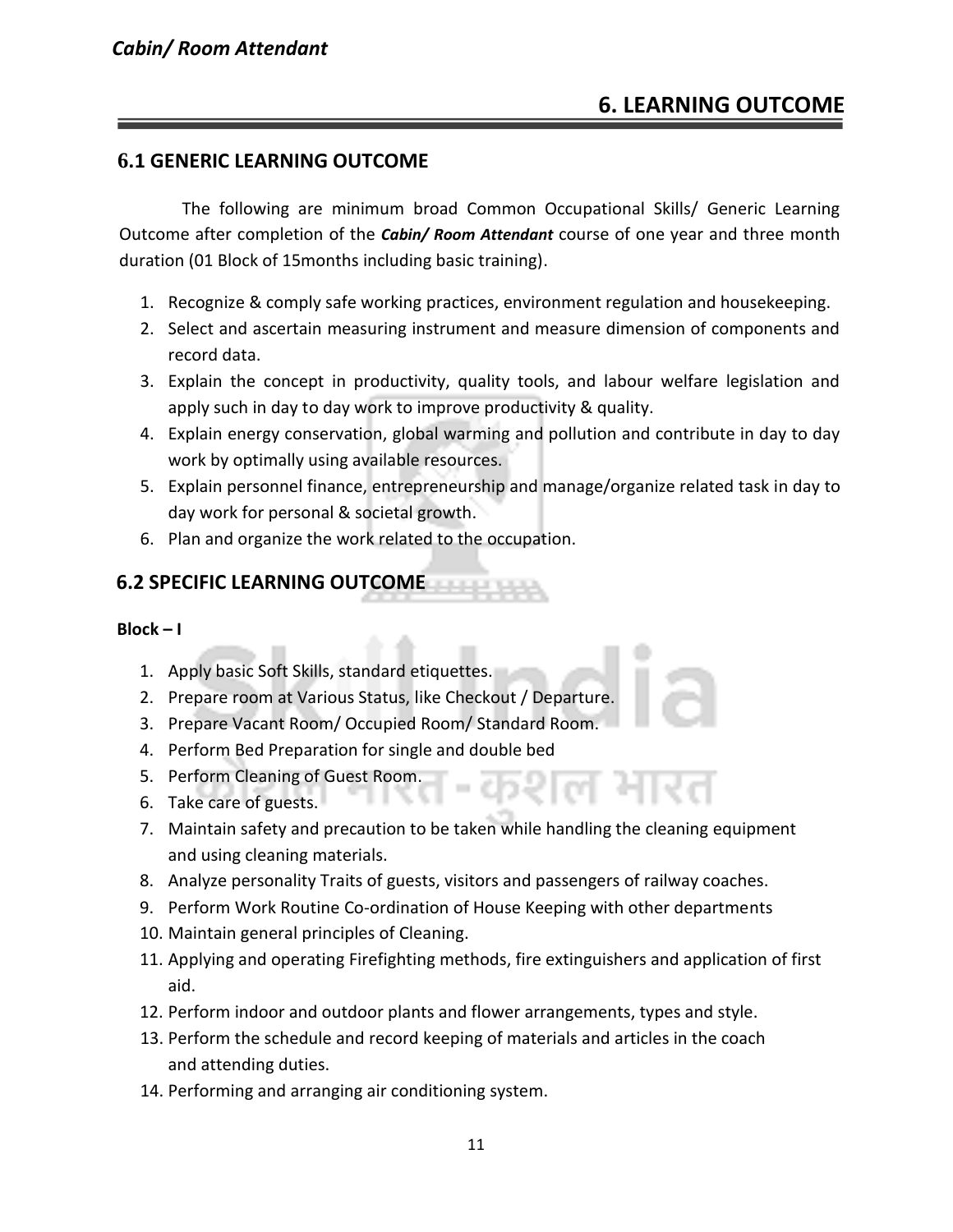## 6. LEARNING OUTCOME

### 6.1 GENERIC LEARNING OUTCOME

The following are minimum broad Common Occupational Skills/ Generic Learning Outcome after completion of the ***Cabin/ Room Attendant*** course of one year and three month duration (01 Block of 15months including basic training).

1. Recognize & comply safe working practices, environment regulation and housekeeping.
2. Select and ascertain measuring instrument and measure dimension of components and record data.
3. Explain the concept in productivity, quality tools, and labour welfare legislation and apply such in day to day work to improve productivity & quality.
4. Explain energy conservation, global warming and pollution and contribute in day to day work by optimally using available resources.
5. Explain personnel finance, entrepreneurship and manage/organize related task in day to day work for personal & societal growth.
6. Plan and organize the work related to the occupation.

### 6.2 SPECIFIC LEARNING OUTCOME

**Block – I**

1. Apply basic Soft Skills, standard etiquettes.
2. Prepare room at Various Status, like Checkout / Departure.
3. Prepare Vacant Room/ Occupied Room/ Standard Room.
4. Perform Bed Preparation for single and double bed
5. Perform Cleaning of Guest Room.
6. Take care of guests.
7. Maintain safety and precaution to be taken while handling the cleaning equipment and using cleaning materials.
8. Analyze personality Traits of guests, visitors and passengers of railway coaches.
9. Perform Work Routine Co-ordination of House Keeping with other departments
10. Maintain general principles of Cleaning.
11. Applying and operating Firefighting methods, fire extinguishers and application of first aid.
12. Perform indoor and outdoor plants and flower arrangements, types and style.
13. Perform the schedule and record keeping of materials and articles in the coach and attending duties.
14. Performing and arranging air conditioning system.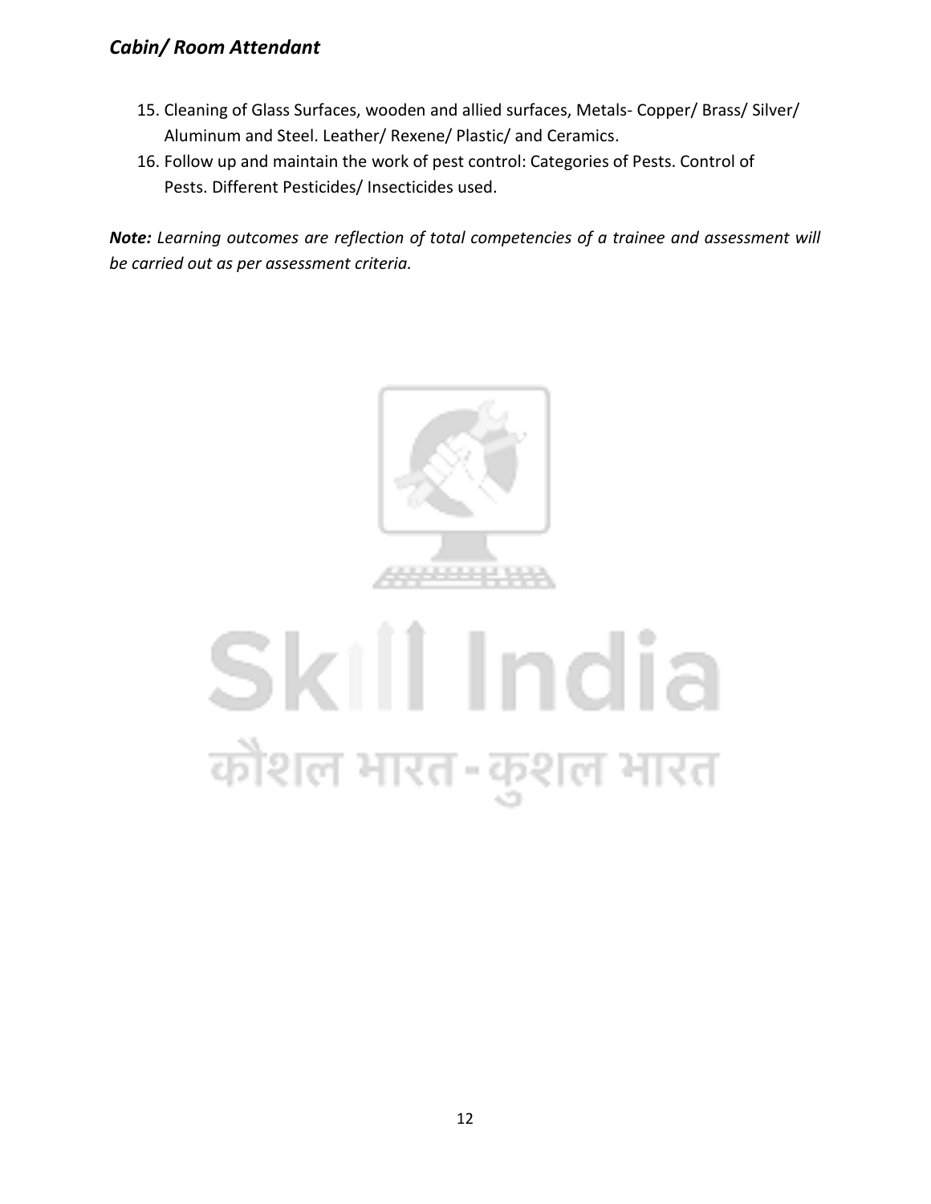15. Cleaning of Glass Surfaces, wooden and allied surfaces, Metals- Copper/ Brass/ Silver/ Aluminum and Steel. Leather/ Rexene/ Plastic/ and Ceramics.
16. Follow up and maintain the work of pest control: Categories of Pests. Control of Pests. Different Pesticides/ Insecticides used.

***Note:*** *Learning outcomes are reflection of total competencies of a trainee and assessment will be carried out as per assessment criteria.*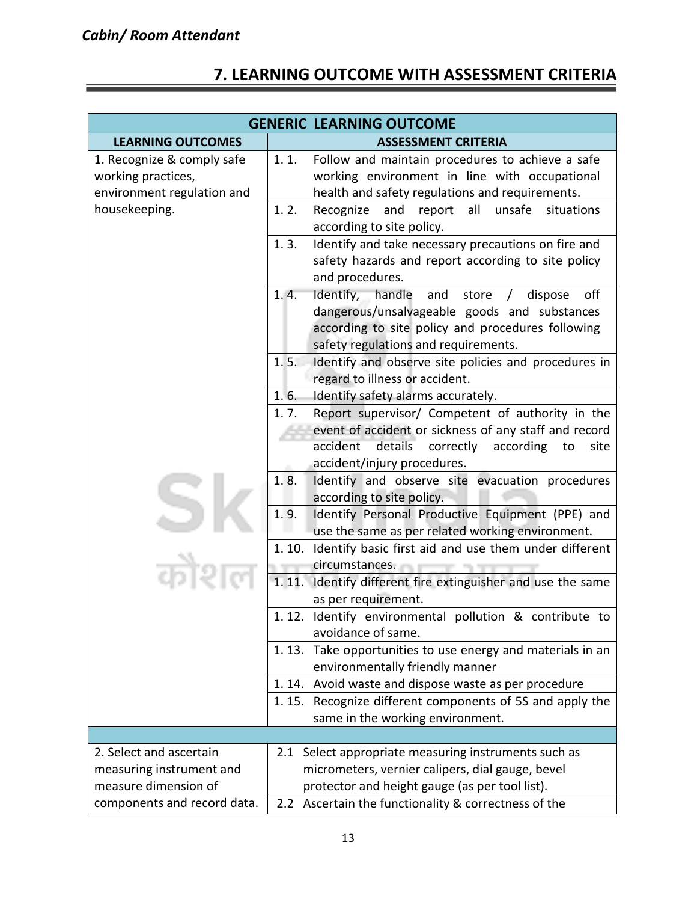## 7. LEARNING OUTCOME WITH ASSESSMENT CRITERIA

| GENERIC LEARNING OUTCOME | |
|---|---|
| **LEARNING OUTCOMES** | **ASSESSMENT CRITERIA** |
| 1. Recognize & comply safe working practices, environment regulation and housekeeping. | 1. 1. Follow and maintain procedures to achieve a safe working environment in line with occupational health and safety regulations and requirements. |
| | 1. 2. Recognize and report all unsafe situations according to site policy. |
| | 1. 3. Identify and take necessary precautions on fire and safety hazards and report according to site policy and procedures. |
| | 1. 4. Identify, handle and store / dispose off dangerous/unsalvageable goods and substances according to site policy and procedures following safety regulations and requirements. |
| | 1. 5. Identify and observe site policies and procedures in regard to illness or accident. |
| | 1. 6. Identify safety alarms accurately. |
| | 1. 7. Report supervisor/ Competent of authority in the event of accident or sickness of any staff and record accident details correctly according to site accident/injury procedures. |
| | 1. 8. Identify and observe site evacuation procedures according to site policy. |
| | 1. 9. Identify Personal Productive Equipment (PPE) and use the same as per related working environment. |
| | 1. 10. Identify basic first aid and use them under different circumstances. |
| | 1. 11. Identify different fire extinguisher and use the same as per requirement. |
| | 1. 12. Identify environmental pollution & contribute to avoidance of same. |
| | 1. 13. Take opportunities to use energy and materials in an environmentally friendly manner |
| | 1. 14. Avoid waste and dispose waste as per procedure |
| | 1. 15. Recognize different components of 5S and apply the same in the working environment. |
| | |
| 2. Select and ascertain measuring instrument and measure dimension of components and record data. | 2.1 Select appropriate measuring instruments such as micrometers, vernier calipers, dial gauge, bevel protector and height gauge (as per tool list). |
| | 2.2 Ascertain the functionality & correctness of the |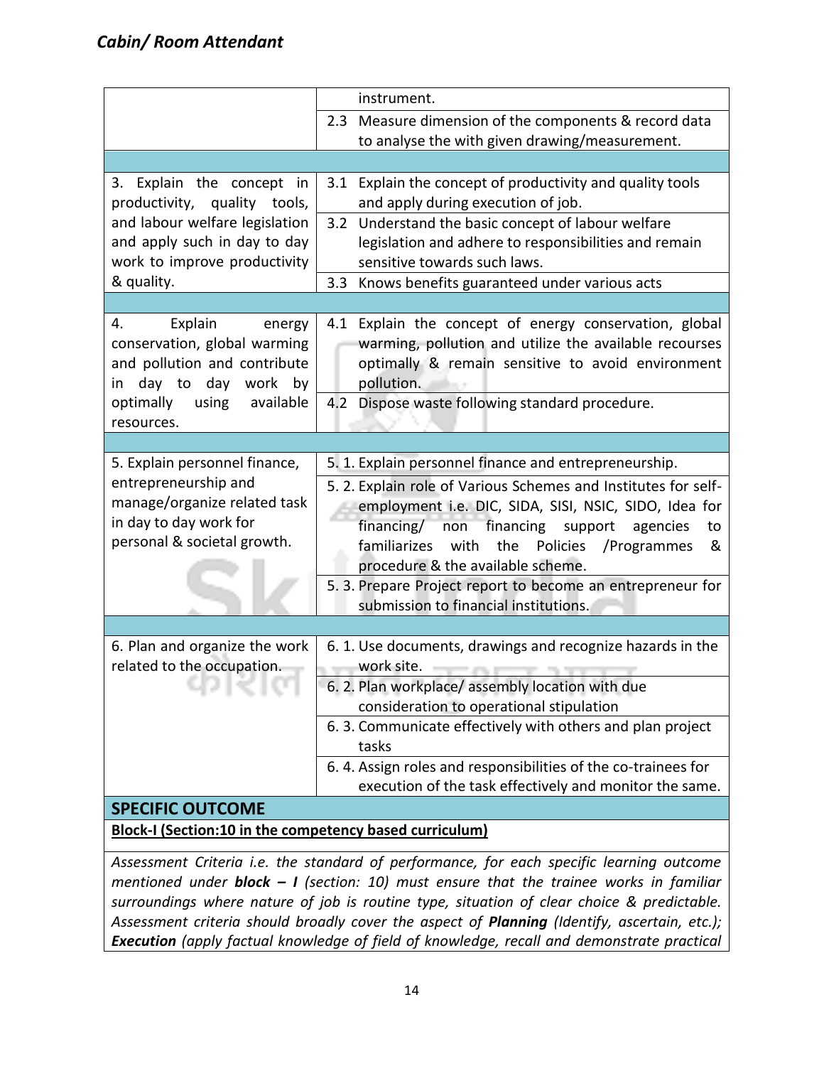| | |
|---|---|
| | instrument. |
| | 2.3 Measure dimension of the components & record data to analyse the with given drawing/measurement. |
| | |
| 3. Explain the concept in productivity, quality tools, and labour welfare legislation and apply such in day to day work to improve productivity & quality. | 3.1 Explain the concept of productivity and quality tools and apply during execution of job. |
| | 3.2 Understand the basic concept of labour welfare legislation and adhere to responsibilities and remain sensitive towards such laws. |
| | 3.3 Knows benefits guaranteed under various acts |
| | |
| 4. Explain energy conservation, global warming and pollution and contribute in day to day work by optimally using available resources. | 4.1 Explain the concept of energy conservation, global warming, pollution and utilize the available recourses optimally & remain sensitive to avoid environment pollution. |
| | 4.2 Dispose waste following standard procedure. |
| | |
| 5. Explain personnel finance, entrepreneurship and manage/organize related task in day to day work for personal & societal growth. | 5. 1. Explain personnel finance and entrepreneurship. |
| | 5. 2. Explain role of Various Schemes and Institutes for self-employment i.e. DIC, SIDA, SISI, NSIC, SIDO, Idea for financing/ non financing support agencies to familiarizes with the Policies /Programmes & procedure & the available scheme. |
| | 5. 3. Prepare Project report to become an entrepreneur for submission to financial institutions. |
| | |
| 6. Plan and organize the work related to the occupation. | 6. 1. Use documents, drawings and recognize hazards in the work site. |
| | 6. 2. Plan workplace/ assembly location with due consideration to operational stipulation |
| | 6. 3. Communicate effectively with others and plan project tasks |
| | 6. 4. Assign roles and responsibilities of the co-trainees for execution of the task effectively and monitor the same. |

**SPECIFIC OUTCOME**

**Block-I (Section:10 in the competency based curriculum)**

*Assessment Criteria i.e. the standard of performance, for each specific learning outcome mentioned under* ***block – I*** *(section: 10) must ensure that the trainee works in familiar surroundings where nature of job is routine type, situation of clear choice & predictable. Assessment criteria should broadly cover the aspect of* ***Planning*** *(Identify, ascertain, etc.);* ***Execution*** *(apply factual knowledge of field of knowledge, recall and demonstrate practical*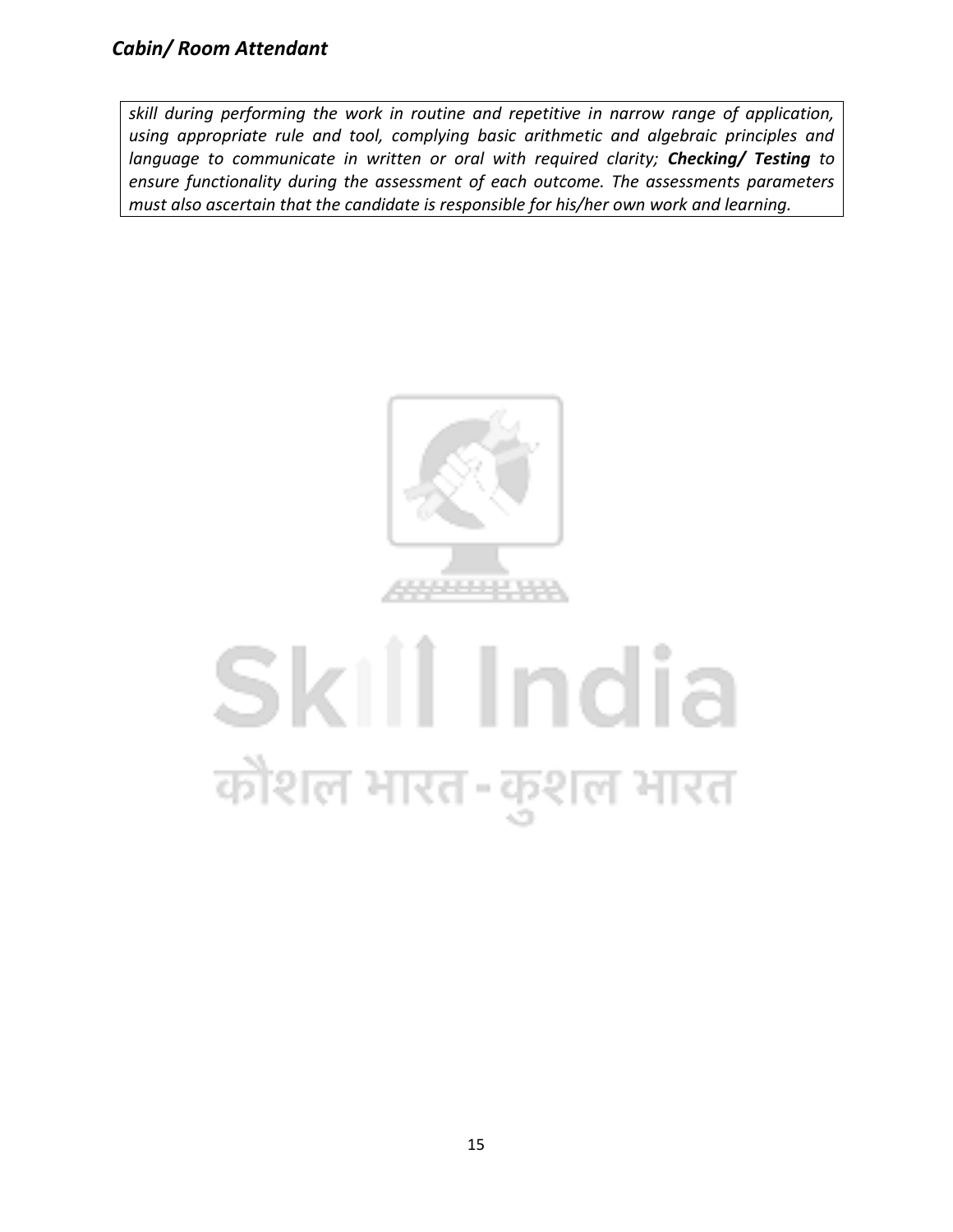*skill during performing the work in routine and repetitive in narrow range of application, using appropriate rule and tool, complying basic arithmetic and algebraic principles and language to communicate in written or oral with required clarity;* ***Checking/ Testing*** *to ensure functionality during the assessment of each outcome. The assessments parameters must also ascertain that the candidate is responsible for his/her own work and learning.*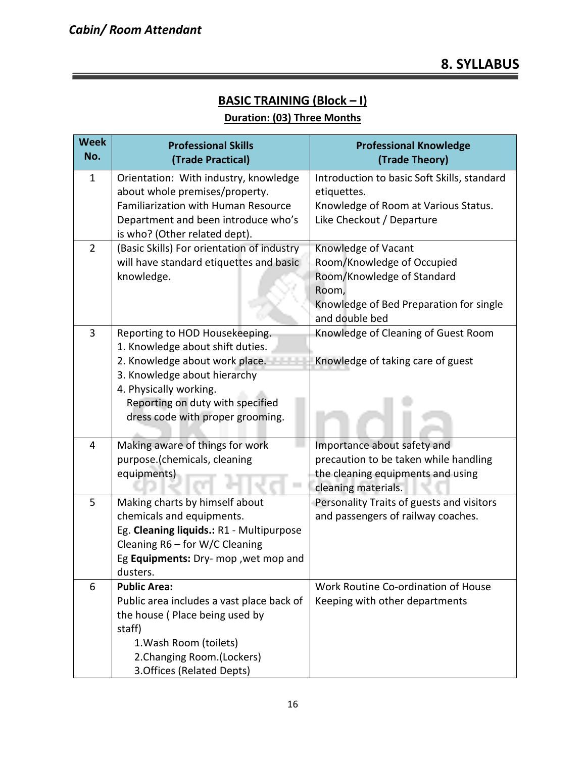# 8. SYLLABUS

## BASIC TRAINING (Block – I)

**Duration: (03) Three Months**

| Week No. | Professional Skills (Trade Practical) | Professional Knowledge (Trade Theory) |
|---|---|---|
| 1 | Orientation: With industry, knowledge about whole premises/property. Familiarization with Human Resource Department and been introduce who's is who? (Other related dept). | Introduction to basic Soft Skills, standard etiquettes.<br>Knowledge of Room at Various Status. Like Checkout / Departure |
| 2 | (Basic Skills) For orientation of industry will have standard etiquettes and basic knowledge. | Knowledge of Vacant Room/Knowledge of Occupied Room/Knowledge of Standard Room,<br>Knowledge of Bed Preparation for single and double bed |
| 3 | Reporting to HOD Housekeeping.<br>1. Knowledge about shift duties.<br>2. Knowledge about work place.<br>3. Knowledge about hierarchy<br>4. Physically working.<br>Reporting on duty with specified dress code with proper grooming. | Knowledge of Cleaning of Guest Room<br><br>Knowledge of taking care of guest |
| 4 | Making aware of things for work purpose.(chemicals, cleaning equipments) | Importance about safety and precaution to be taken while handling the cleaning equipments and using cleaning materials. |
| 5 | Making charts by himself about chemicals and equipments.<br>Eg. **Cleaning liquids.:** R1 - Multipurpose Cleaning R6 – for W/C Cleaning<br>Eg **Equipments:** Dry- mop ,wet mop and dusters. | Personality Traits of guests and visitors and passengers of railway coaches. |
| 6 | **Public Area:**<br>Public area includes a vast place back of the house ( Place being used by staff)<br>1.Wash Room (toilets)<br>2.Changing Room.(Lockers)<br>3.Offices (Related Depts) | Work Routine Co-ordination of House Keeping with other departments |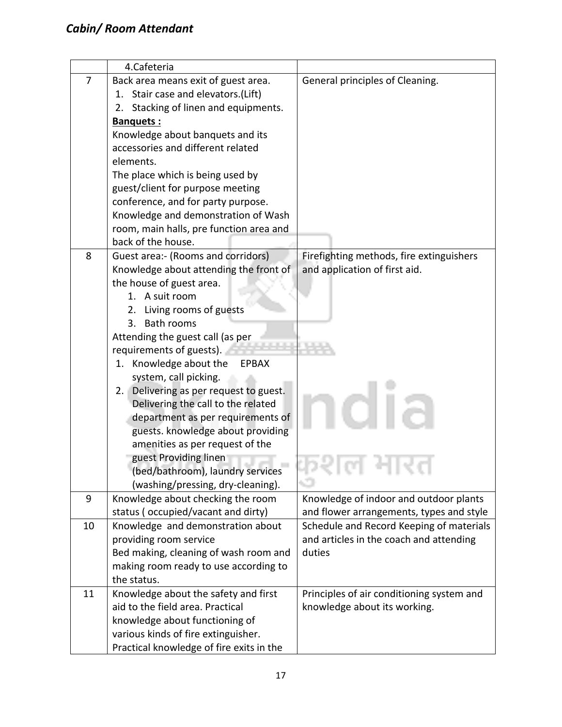| | | |
|---|---|---|
| | 4.Cafeteria | |
| 7 | Back area means exit of guest area.<br>1. Stair case and elevators.(Lift)<br>2. Stacking of linen and equipments.<br>**Banquets :**<br>Knowledge about banquets and its accessories and different related elements.<br>The place which is being used by guest/client for purpose meeting conference, and for party purpose.<br>Knowledge and demonstration of Wash room, main halls, pre function area and back of the house. | General principles of Cleaning. |
| 8 | Guest area:- (Rooms and corridors)<br>Knowledge about attending the front of the house of guest area.<br>1. A suit room<br>2. Living rooms of guests<br>3. Bath rooms<br>Attending the guest call (as per requirements of guests).<br>1. Knowledge about the EPBAX system, call picking.<br>2. Delivering as per request to guest. Delivering the call to the related department as per requirements of guests. knowledge about providing amenities as per request of the guest Providing linen (bed/bathroom), laundry services (washing/pressing, dry-cleaning). | Firefighting methods, fire extinguishers and application of first aid. |
| 9 | Knowledge about checking the room status ( occupied/vacant and dirty) | Knowledge of indoor and outdoor plants and flower arrangements, types and style |
| 10 | Knowledge and demonstration about providing room service<br>Bed making, cleaning of wash room and making room ready to use according to the status. | Schedule and Record Keeping of materials and articles in the coach and attending duties |
| 11 | Knowledge about the safety and first aid to the field area. Practical knowledge about functioning of various kinds of fire extinguisher. Practical knowledge of fire exits in the | Principles of air conditioning system and knowledge about its working. |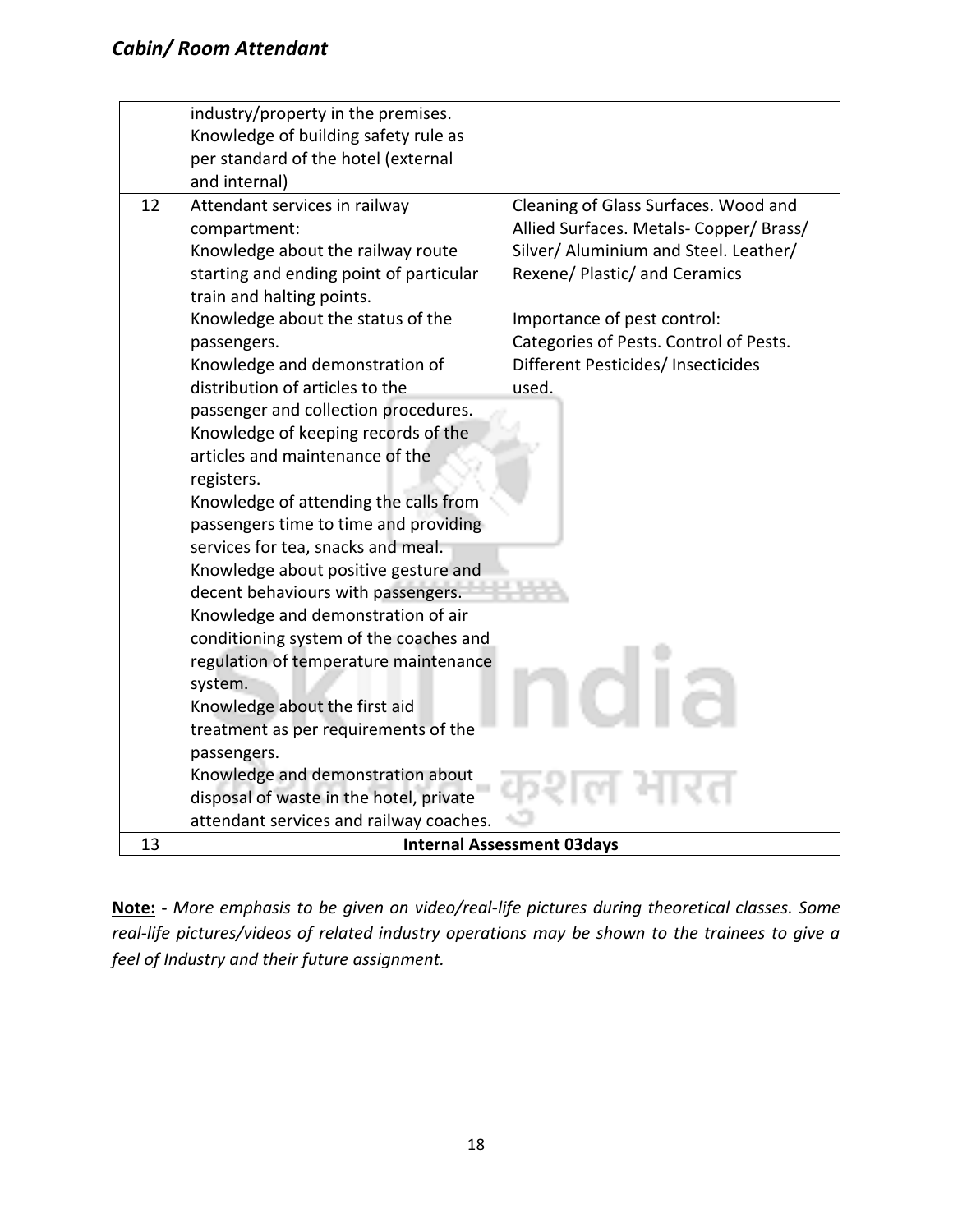| | | |
|---|---|---|
| | industry/property in the premises. Knowledge of building safety rule as per standard of the hotel (external and internal) | |
| 12 | Attendant services in railway compartment:<br>Knowledge about the railway route starting and ending point of particular train and halting points.<br>Knowledge about the status of the passengers.<br>Knowledge and demonstration of distribution of articles to the passenger and collection procedures.<br>Knowledge of keeping records of the articles and maintenance of the registers.<br>Knowledge of attending the calls from passengers time to time and providing services for tea, snacks and meal.<br>Knowledge about positive gesture and decent behaviours with passengers.<br>Knowledge and demonstration of air conditioning system of the coaches and regulation of temperature maintenance system.<br>Knowledge about the first aid treatment as per requirements of the passengers.<br>Knowledge and demonstration about disposal of waste in the hotel, private attendant services and railway coaches. | Cleaning of Glass Surfaces. Wood and Allied Surfaces. Metals- Copper/ Brass/ Silver/ Aluminium and Steel. Leather/ Rexene/ Plastic/ and Ceramics<br><br>Importance of pest control:<br>Categories of Pests. Control of Pests. Different Pesticides/ Insecticides used. |
| 13 | **Internal Assessment 03days** | |

**Note: -** *More emphasis to be given on video/real-life pictures during theoretical classes. Some real-life pictures/videos of related industry operations may be shown to the trainees to give a feel of Industry and their future assignment.*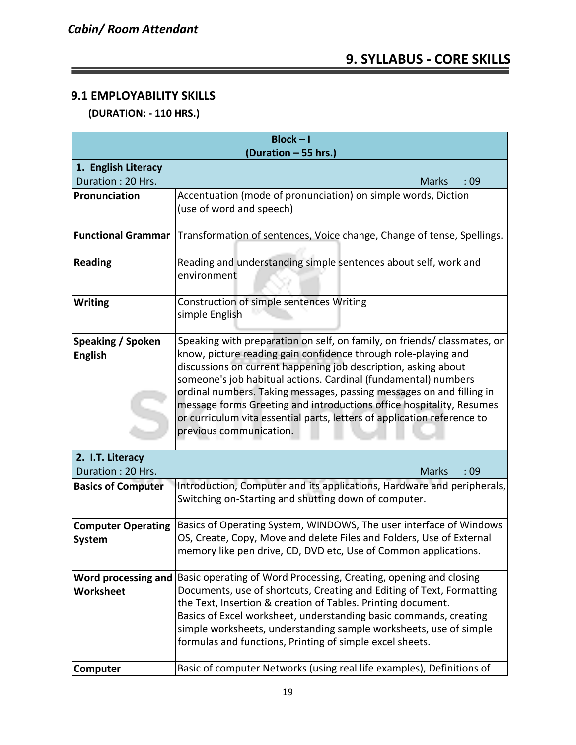## 9. SYLLABUS - CORE SKILLS

### 9.1 EMPLOYABILITY SKILLS

**(DURATION: - 110 HRS.)**

| **Block – I (Duration – 55 hrs.)** | |
|---|---|
| **1. English Literacy** Duration : 20 Hrs. | Marks : 09 |
| **Pronunciation** | Accentuation (mode of pronunciation) on simple words, Diction (use of word and speech) |
| **Functional Grammar** | Transformation of sentences, Voice change, Change of tense, Spellings. |
| **Reading** | Reading and understanding simple sentences about self, work and environment |
| **Writing** | Construction of simple sentences Writing simple English |
| **Speaking / Spoken English** | Speaking with preparation on self, on family, on friends/ classmates, on know, picture reading gain confidence through role-playing and discussions on current happening job description, asking about someone's job habitual actions. Cardinal (fundamental) numbers ordinal numbers. Taking messages, passing messages on and filling in message forms Greeting and introductions office hospitality, Resumes or curriculum vita essential parts, letters of application reference to previous communication. |
| **2. I.T. Literacy** Duration : 20 Hrs. | Marks : 09 |
| **Basics of Computer** | Introduction, Computer and its applications, Hardware and peripherals, Switching on-Starting and shutting down of computer. |
| **Computer Operating System** | Basics of Operating System, WINDOWS, The user interface of Windows OS, Create, Copy, Move and delete Files and Folders, Use of External memory like pen drive, CD, DVD etc, Use of Common applications. |
| **Word processing and Worksheet** | Basic operating of Word Processing, Creating, opening and closing Documents, use of shortcuts, Creating and Editing of Text, Formatting the Text, Insertion & creation of Tables. Printing document. Basics of Excel worksheet, understanding basic commands, creating simple worksheets, understanding sample worksheets, use of simple formulas and functions, Printing of simple excel sheets. |
| **Computer** | Basic of computer Networks (using real life examples), Definitions of |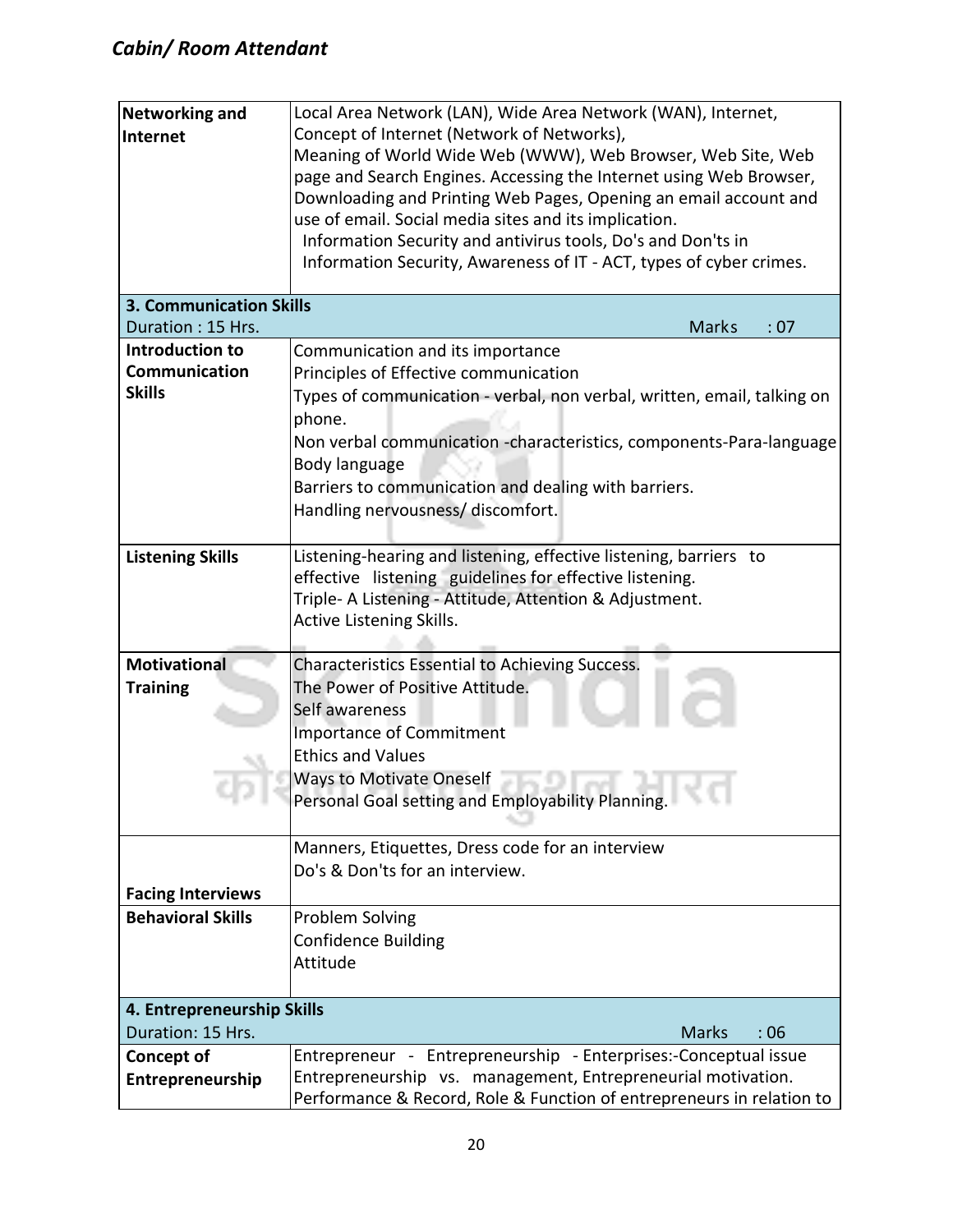| | |
|---|---|
| **Networking and Internet** | Local Area Network (LAN), Wide Area Network (WAN), Internet, Concept of Internet (Network of Networks), Meaning of World Wide Web (WWW), Web Browser, Web Site, Web page and Search Engines. Accessing the Internet using Web Browser, Downloading and Printing Web Pages, Opening an email account and use of email. Social media sites and its implication. Information Security and antivirus tools, Do's and Don'ts in Information Security, Awareness of IT - ACT, types of cyber crimes. |
| **3. Communication Skills** Duration : 15 Hrs. | Marks : 07 |
| **Introduction to Communication Skills** | Communication and its importance<br>Principles of Effective communication<br>Types of communication - verbal, non verbal, written, email, talking on phone.<br>Non verbal communication -characteristics, components-Para-language Body language<br>Barriers to communication and dealing with barriers.<br>Handling nervousness/ discomfort. |
| **Listening Skills** | Listening-hearing and listening, effective listening, barriers to effective listening guidelines for effective listening.<br>Triple- A Listening - Attitude, Attention & Adjustment.<br>Active Listening Skills. |
| **Motivational Training** | Characteristics Essential to Achieving Success.<br>The Power of Positive Attitude.<br>Self awareness<br>Importance of Commitment<br>Ethics and Values<br>Ways to Motivate Oneself<br>Personal Goal setting and Employability Planning. |
| **Facing Interviews** | Manners, Etiquettes, Dress code for an interview<br>Do's & Don'ts for an interview. |
| **Behavioral Skills** | Problem Solving<br>Confidence Building<br>Attitude |
| **4. Entrepreneurship Skills** Duration: 15 Hrs. | Marks : 06 |
| **Concept of Entrepreneurship** | Entrepreneur - Entrepreneurship - Enterprises:-Conceptual issue Entrepreneurship vs. management, Entrepreneurial motivation. Performance & Record, Role & Function of entrepreneurs in relation to |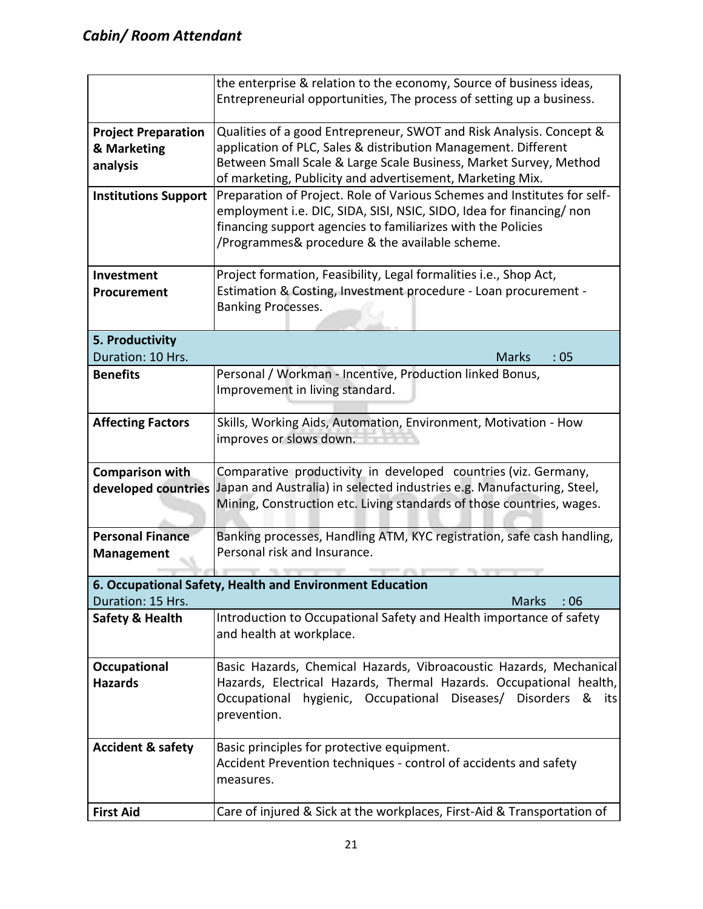| | |
|---|---|
| | the enterprise & relation to the economy, Source of business ideas, Entrepreneurial opportunities, The process of setting up a business. |
| **Project Preparation & Marketing analysis** | Qualities of a good Entrepreneur, SWOT and Risk Analysis. Concept & application of PLC, Sales & distribution Management. Different Between Small Scale & Large Scale Business, Market Survey, Method of marketing, Publicity and advertisement, Marketing Mix. |
| **Institutions Support** | Preparation of Project. Role of Various Schemes and Institutes for self-employment i.e. DIC, SIDA, SISI, NSIC, SIDO, Idea for financing/ non financing support agencies to familiarizes with the Policies /Programmes& procedure & the available scheme. |
| **Investment Procurement** | Project formation, Feasibility, Legal formalities i.e., Shop Act, Estimation & Costing, Investment procedure - Loan procurement - Banking Processes. |
| **5. Productivity**<br>Duration: 10 Hrs. | Marks : 05 |
| **Benefits** | Personal / Workman - Incentive, Production linked Bonus, Improvement in living standard. |
| **Affecting Factors** | Skills, Working Aids, Automation, Environment, Motivation - How improves or slows down. |
| **Comparison with developed countries** | Comparative productivity in developed countries (viz. Germany, Japan and Australia) in selected industries e.g. Manufacturing, Steel, Mining, Construction etc. Living standards of those countries, wages. |
| **Personal Finance Management** | Banking processes, Handling ATM, KYC registration, safe cash handling, Personal risk and Insurance. |
| **6. Occupational Safety, Health and Environment Education**<br>Duration: 15 Hrs. | Marks : 06 |
| **Safety & Health** | Introduction to Occupational Safety and Health importance of safety and health at workplace. |
| **Occupational Hazards** | Basic Hazards, Chemical Hazards, Vibroacoustic Hazards, Mechanical Hazards, Electrical Hazards, Thermal Hazards. Occupational health, Occupational hygienic, Occupational Diseases/ Disorders & its prevention. |
| **Accident & safety** | Basic principles for protective equipment.<br>Accident Prevention techniques - control of accidents and safety measures. |
| **First Aid** | Care of injured & Sick at the workplaces, First-Aid & Transportation of |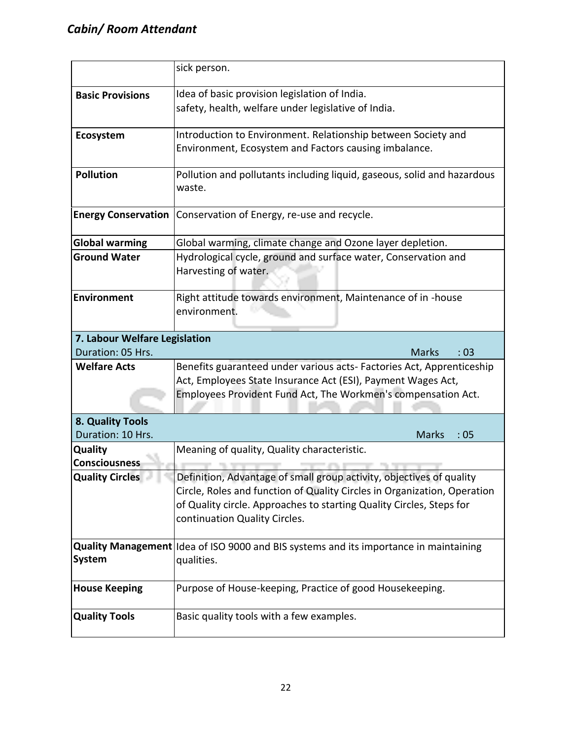| | |
|---|---|
| | sick person. |
| **Basic Provisions** | Idea of basic provision legislation of India.<br>safety, health, welfare under legislative of India. |
| **Ecosystem** | Introduction to Environment. Relationship between Society and Environment, Ecosystem and Factors causing imbalance. |
| **Pollution** | Pollution and pollutants including liquid, gaseous, solid and hazardous waste. |
| **Energy Conservation** | Conservation of Energy, re-use and recycle. |
| **Global warming** | Global warming, climate change and Ozone layer depletion. |
| **Ground Water** | Hydrological cycle, ground and surface water, Conservation and Harvesting of water. |
| **Environment** | Right attitude towards environment, Maintenance of in -house environment. |
| **7. Labour Welfare Legislation**<br>Duration: 05 Hrs. | Marks : 03 |
| **Welfare Acts** | Benefits guaranteed under various acts- Factories Act, Apprenticeship Act, Employees State Insurance Act (ESI), Payment Wages Act, Employees Provident Fund Act, The Workmen's compensation Act. |
| **8. Quality Tools**<br>Duration: 10 Hrs. | Marks : 05 |
| **Quality Consciousness** | Meaning of quality, Quality characteristic. |
| **Quality Circles** | Definition, Advantage of small group activity, objectives of quality Circle, Roles and function of Quality Circles in Organization, Operation of Quality circle. Approaches to starting Quality Circles, Steps for continuation Quality Circles. |
| **Quality Management System** | Idea of ISO 9000 and BIS systems and its importance in maintaining qualities. |
| **House Keeping** | Purpose of House-keeping, Practice of good Housekeeping. |
| **Quality Tools** | Basic quality tools with a few examples. |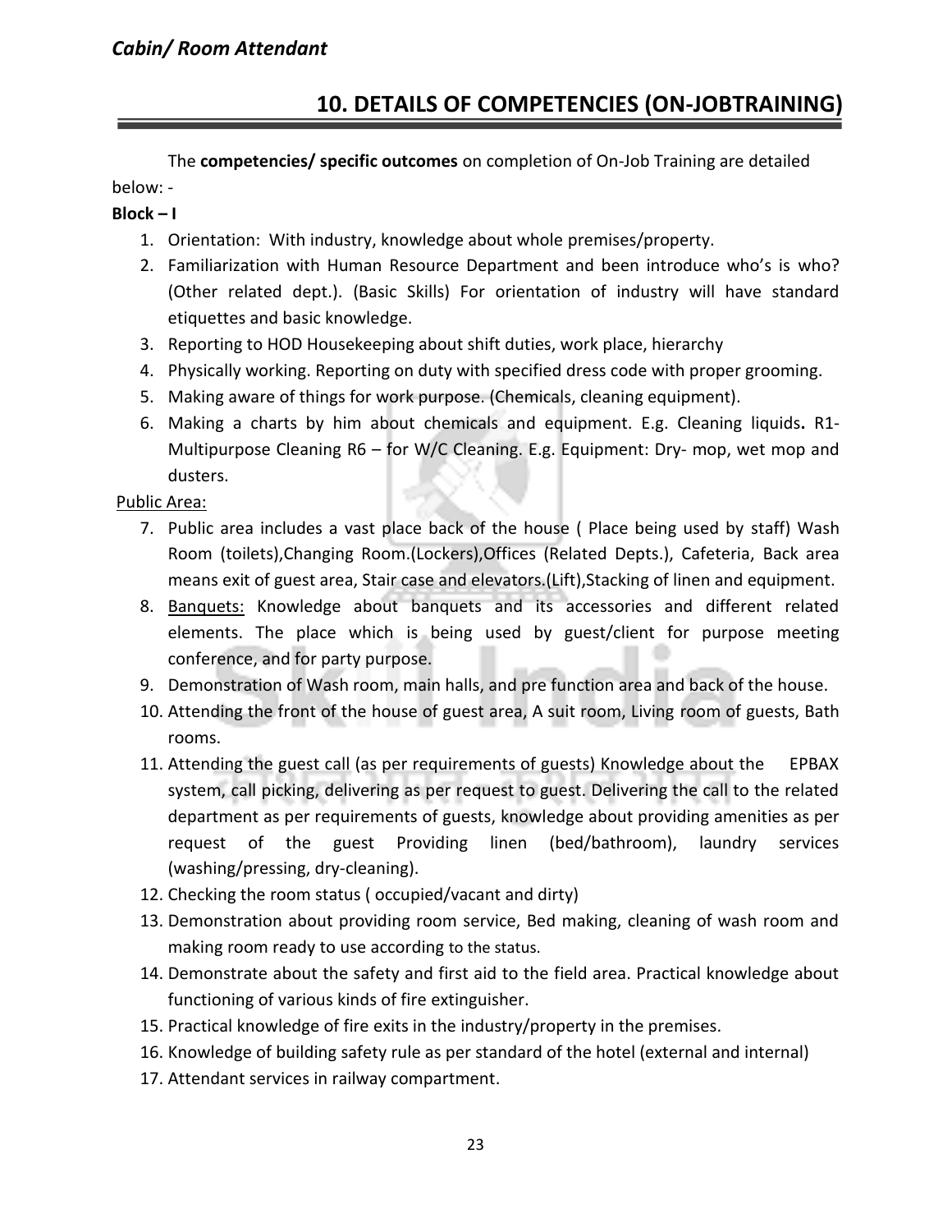## 10. DETAILS OF COMPETENCIES (ON-JOBTRAINING)

The **competencies/ specific outcomes** on completion of On-Job Training are detailed below: -

**Block – I**

1. Orientation: With industry, knowledge about whole premises/property.
2. Familiarization with Human Resource Department and been introduce who's is who? (Other related dept.). (Basic Skills) For orientation of industry will have standard etiquettes and basic knowledge.
3. Reporting to HOD Housekeeping about shift duties, work place, hierarchy
4. Physically working. Reporting on duty with specified dress code with proper grooming.
5. Making aware of things for work purpose. (Chemicals, cleaning equipment).
6. Making a charts by him about chemicals and equipment. E.g. Cleaning liquids**.** R1- Multipurpose Cleaning R6 – for W/C Cleaning. E.g. Equipment: Dry- mop, wet mop and dusters.

Public Area:

7. Public area includes a vast place back of the house ( Place being used by staff) Wash Room (toilets),Changing Room.(Lockers),Offices (Related Depts.), Cafeteria, Back area means exit of guest area, Stair case and elevators.(Lift),Stacking of linen and equipment.
8. Banquets: Knowledge about banquets and its accessories and different related elements. The place which is being used by guest/client for purpose meeting conference, and for party purpose.
9. Demonstration of Wash room, main halls, and pre function area and back of the house.
10. Attending the front of the house of guest area, A suit room, Living room of guests, Bath rooms.
11. Attending the guest call (as per requirements of guests) Knowledge about the EPBAX system, call picking, delivering as per request to guest. Delivering the call to the related department as per requirements of guests, knowledge about providing amenities as per request of the guest Providing linen (bed/bathroom), laundry services (washing/pressing, dry-cleaning).
12. Checking the room status ( occupied/vacant and dirty)
13. Demonstration about providing room service, Bed making, cleaning of wash room and making room ready to use according to the status.
14. Demonstrate about the safety and first aid to the field area. Practical knowledge about functioning of various kinds of fire extinguisher.
15. Practical knowledge of fire exits in the industry/property in the premises.
16. Knowledge of building safety rule as per standard of the hotel (external and internal)
17. Attendant services in railway compartment.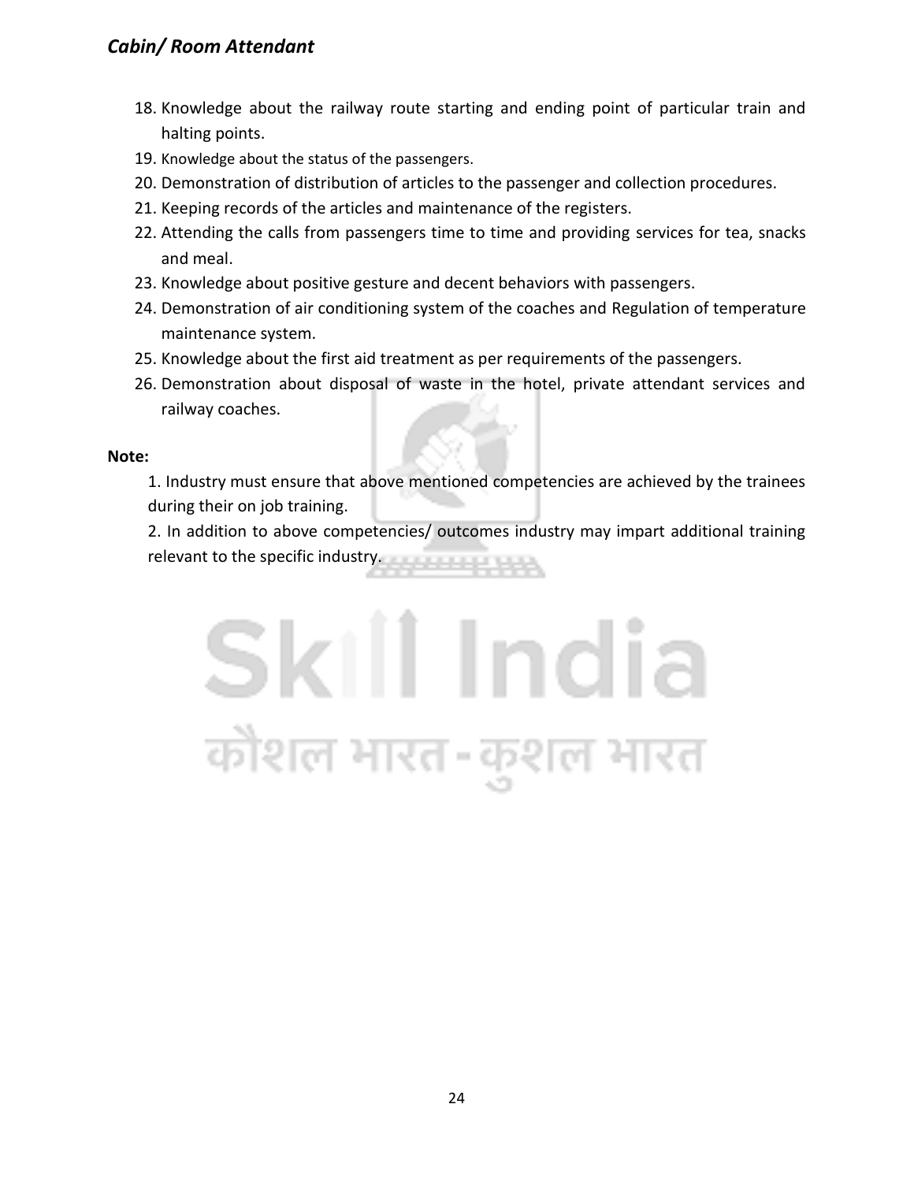18. Knowledge about the railway route starting and ending point of particular train and halting points.
19. Knowledge about the status of the passengers.
20. Demonstration of distribution of articles to the passenger and collection procedures.
21. Keeping records of the articles and maintenance of the registers.
22. Attending the calls from passengers time to time and providing services for tea, snacks and meal.
23. Knowledge about positive gesture and decent behaviors with passengers.
24. Demonstration of air conditioning system of the coaches and Regulation of temperature maintenance system.
25. Knowledge about the first aid treatment as per requirements of the passengers.
26. Demonstration about disposal of waste in the hotel, private attendant services and railway coaches.

**Note:**

1. Industry must ensure that above mentioned competencies are achieved by the trainees during their on job training.
2. In addition to above competencies/ outcomes industry may impart additional training relevant to the specific industry.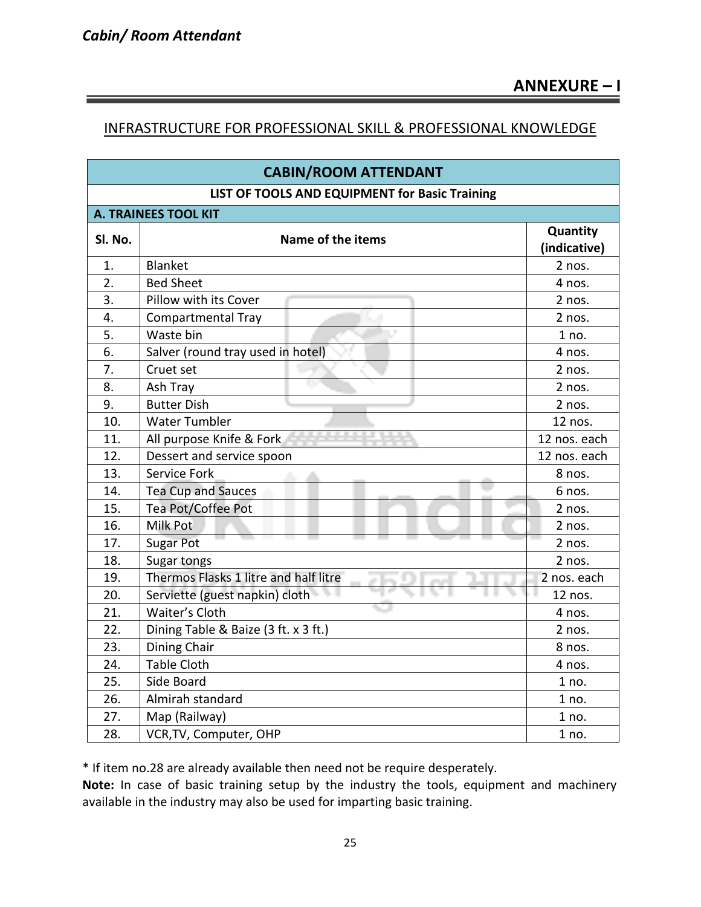## ANNEXURE – I

### INFRASTRUCTURE FOR PROFESSIONAL SKILL & PROFESSIONAL KNOWLEDGE

| CABIN/ROOM ATTENDANT | | |
|---|---|---|
| **LIST OF TOOLS AND EQUIPMENT for Basic Training** | | |
| **A. TRAINEES TOOL KIT** | | |
| **Sl. No.** | **Name of the items** | **Quantity (indicative)** |
| 1. | Blanket | 2 nos. |
| 2. | Bed Sheet | 4 nos. |
| 3. | Pillow with its Cover | 2 nos. |
| 4. | Compartmental Tray | 2 nos. |
| 5. | Waste bin | 1 no. |
| 6. | Salver (round tray used in hotel) | 4 nos. |
| 7. | Cruet set | 2 nos. |
| 8. | Ash Tray | 2 nos. |
| 9. | Butter Dish | 2 nos. |
| 10. | Water Tumbler | 12 nos. |
| 11. | All purpose Knife & Fork | 12 nos. each |
| 12. | Dessert and service spoon | 12 nos. each |
| 13. | Service Fork | 8 nos. |
| 14. | Tea Cup and Sauces | 6 nos. |
| 15. | Tea Pot/Coffee Pot | 2 nos. |
| 16. | Milk Pot | 2 nos. |
| 17. | Sugar Pot | 2 nos. |
| 18. | Sugar tongs | 2 nos. |
| 19. | Thermos Flasks 1 litre and half litre | 2 nos. each |
| 20. | Serviette (guest napkin) cloth | 12 nos. |
| 21. | Waiter's Cloth | 4 nos. |
| 22. | Dining Table & Baize (3 ft. x 3 ft.) | 2 nos. |
| 23. | Dining Chair | 8 nos. |
| 24. | Table Cloth | 4 nos. |
| 25. | Side Board | 1 no. |
| 26. | Almirah standard | 1 no. |
| 27. | Map (Railway) | 1 no. |
| 28. | VCR,TV, Computer, OHP | 1 no. |

* If item no.28 are already available then need not be require desperately.

**Note:** In case of basic training setup by the industry the tools, equipment and machinery available in the industry may also be used for imparting basic training.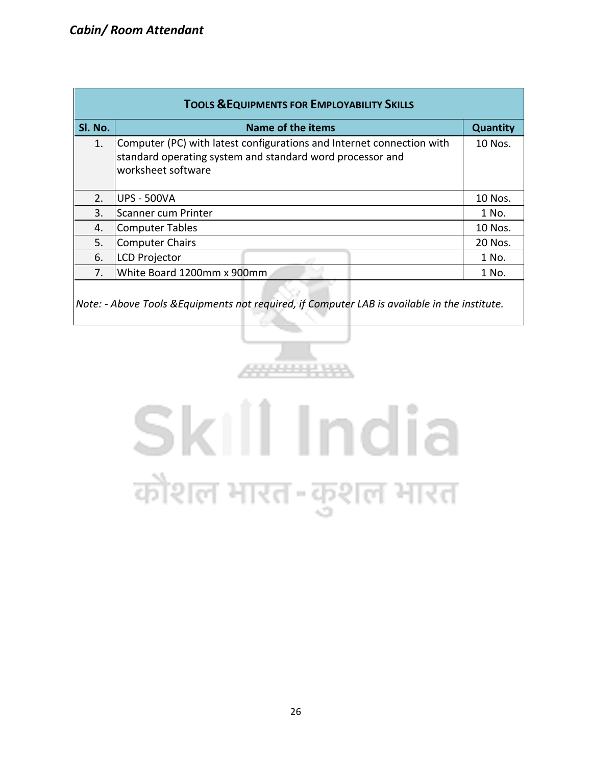| TOOLS & EQUIPMENTS FOR EMPLOYABILITY SKILLS | | |
|---|---|---|
| **Sl. No.** | **Name of the items** | **Quantity** |
| 1. | Computer (PC) with latest configurations and Internet connection with standard operating system and standard word processor and worksheet software | 10 Nos. |
| 2. | UPS - 500VA | 10 Nos. |
| 3. | Scanner cum Printer | 1 No. |
| 4. | Computer Tables | 10 Nos. |
| 5. | Computer Chairs | 20 Nos. |
| 6. | LCD Projector | 1 No. |
| 7. | White Board 1200mm x 900mm | 1 No. |

*Note: - Above Tools &Equipments not required, if Computer LAB is available in the institute.*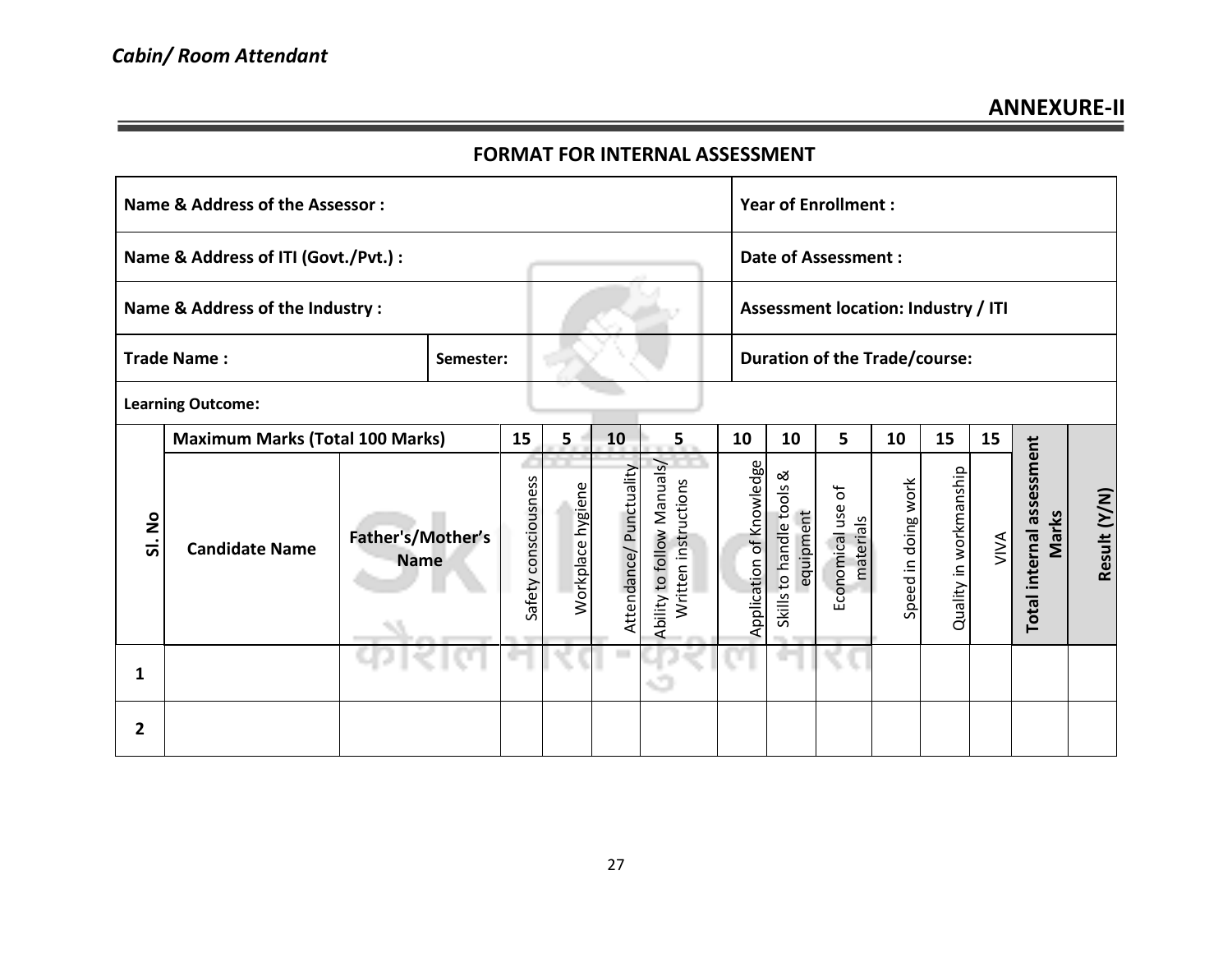## ANNEXURE-II

### FORMAT FOR INTERNAL ASSESSMENT

| | |
|---|---|
| **Name & Address of the Assessor :** | **Year of Enrollment :** |
| **Name & Address of ITI (Govt./Pvt.) :** | **Date of Assessment :** |
| **Name & Address of the Industry :** | **Assessment location: Industry / ITI** |
| **Trade Name :** &nbsp;&nbsp;&nbsp;&nbsp; **Semester:** | **Duration of the Trade/course:** |
| **Learning Outcome:** | |

| Sl. No | Candidate Name | Father's/Mother's Name | Safety consciousness | Workplace hygiene | Attendance/ Punctuality | Ability to follow Manuals/ Written instructions | Application of Knowledge | Skills to handle tools & equipment | Economical use of materials | Speed in doing work | Quality in workmanship | VIVA | Total internal assessment Marks | Result (Y/N) |
|---|---|---|---|---|---|---|---|---|---|---|---|---|---|---|
| | **Maximum Marks (Total 100 Marks)** | | 15 | 5 | 10 | 5 | 10 | 10 | 5 | 10 | 15 | 15 | | |
| 1 | | | | | | | | | | | | | | |
| 2 | | | | | | | | | | | | | | |